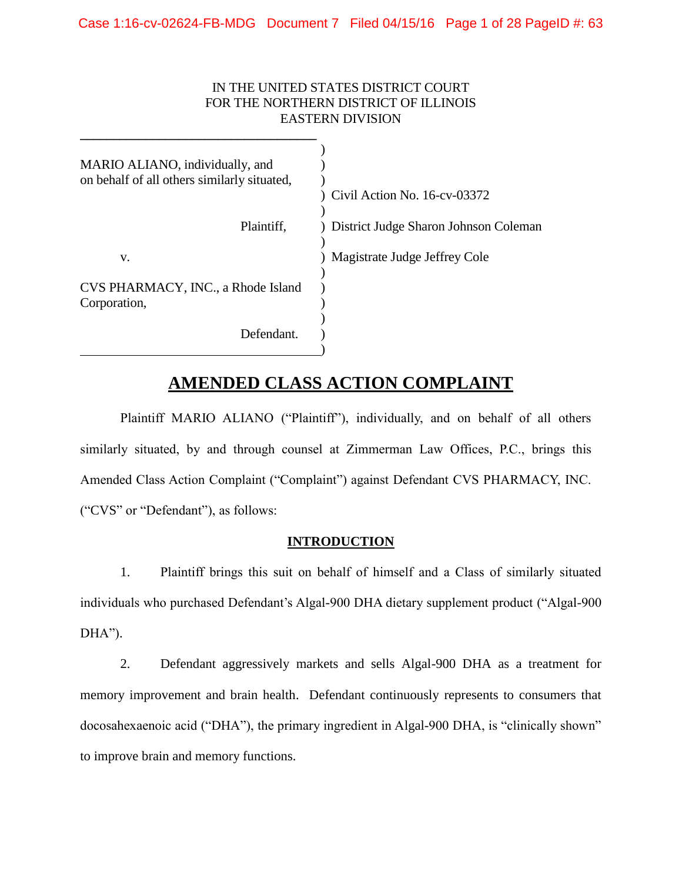IN THE UNITED STATES DISTRICT COURT
FOR THE NORTHERN DISTRICT OF ILLINOIS
EASTERN DIVISION

| | |
|---|---|
| MARIO ALIANO, individually, and on behalf of all others similarly situated, | Civil Action No. 16-cv-03372 |
| Plaintiff, | District Judge Sharon Johnson Coleman |
| v. | Magistrate Judge Jeffrey Cole |
| CVS PHARMACY, INC., a Rhode Island Corporation, | |
| Defendant. | |

# AMENDED CLASS ACTION COMPLAINT

Plaintiff MARIO ALIANO ("Plaintiff"), individually, and on behalf of all others similarly situated, by and through counsel at Zimmerman Law Offices, P.C., brings this Amended Class Action Complaint ("Complaint") against Defendant CVS PHARMACY, INC. ("CVS" or "Defendant"), as follows:

## INTRODUCTION

1. Plaintiff brings this suit on behalf of himself and a Class of similarly situated individuals who purchased Defendant's Algal-900 DHA dietary supplement product ("Algal-900 DHA").

2. Defendant aggressively markets and sells Algal-900 DHA as a treatment for memory improvement and brain health. Defendant continuously represents to consumers that docosahexaenoic acid ("DHA"), the primary ingredient in Algal-900 DHA, is "clinically shown" to improve brain and memory functions.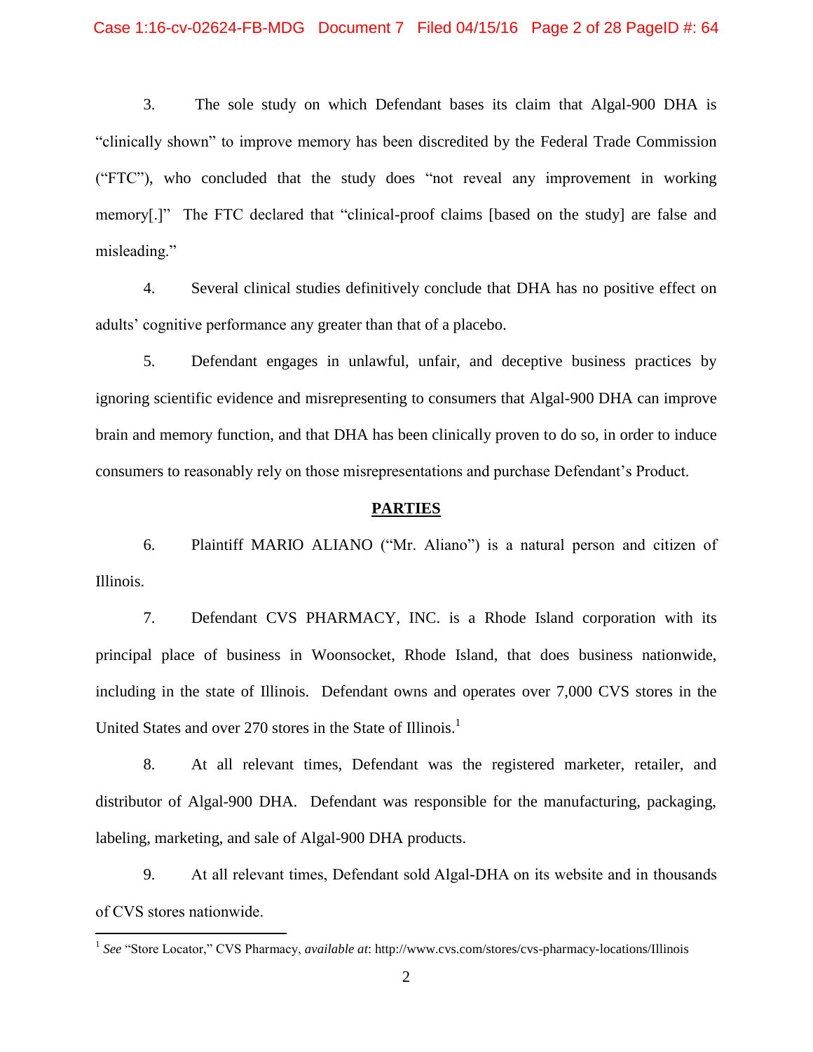3. The sole study on which Defendant bases its claim that Algal-900 DHA is "clinically shown" to improve memory has been discredited by the Federal Trade Commission ("FTC"), who concluded that the study does "not reveal any improvement in working memory[.]" The FTC declared that "clinical-proof claims [based on the study] are false and misleading."

4. Several clinical studies definitively conclude that DHA has no positive effect on adults' cognitive performance any greater than that of a placebo.

5. Defendant engages in unlawful, unfair, and deceptive business practices by ignoring scientific evidence and misrepresenting to consumers that Algal-900 DHA can improve brain and memory function, and that DHA has been clinically proven to do so, in order to induce consumers to reasonably rely on those misrepresentations and purchase Defendant's Product.

## PARTIES

6. Plaintiff MARIO ALIANO ("Mr. Aliano") is a natural person and citizen of Illinois.

7. Defendant CVS PHARMACY, INC. is a Rhode Island corporation with its principal place of business in Woonsocket, Rhode Island, that does business nationwide, including in the state of Illinois. Defendant owns and operates over 7,000 CVS stores in the United States and over 270 stores in the State of Illinois.[1]

8. At all relevant times, Defendant was the registered marketer, retailer, and distributor of Algal-900 DHA. Defendant was responsible for the manufacturing, packaging, labeling, marketing, and sale of Algal-900 DHA products.

9. At all relevant times, Defendant sold Algal-DHA on its website and in thousands of CVS stores nationwide.

[1] *See* "Store Locator," CVS Pharmacy, *available at*: http://www.cvs.com/stores/cvs-pharmacy-locations/Illinois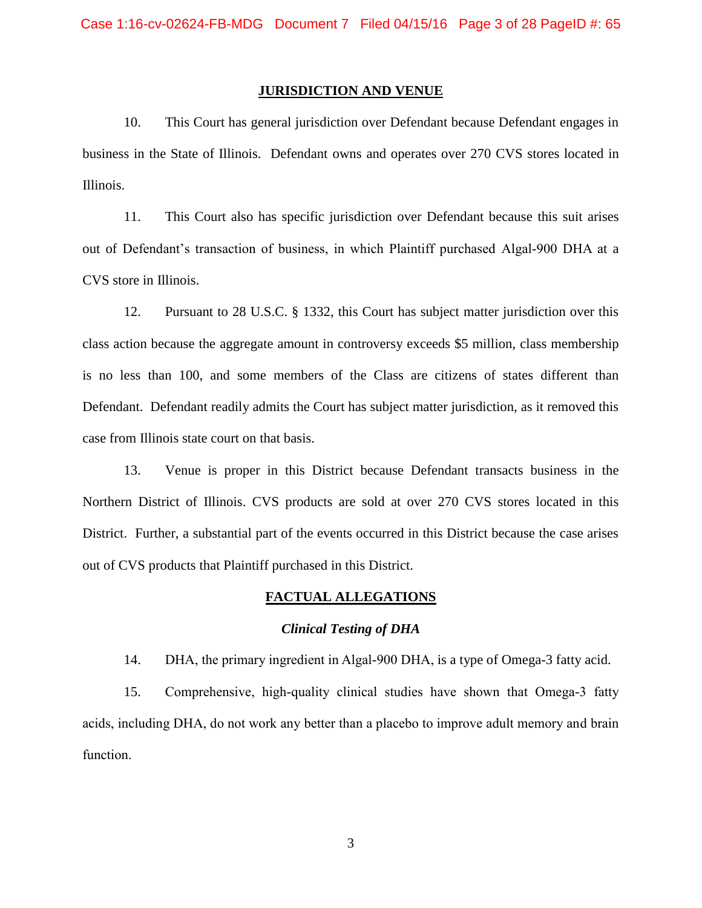## JURISDICTION AND VENUE

10. This Court has general jurisdiction over Defendant because Defendant engages in business in the State of Illinois. Defendant owns and operates over 270 CVS stores located in Illinois.

11. This Court also has specific jurisdiction over Defendant because this suit arises out of Defendant's transaction of business, in which Plaintiff purchased Algal-900 DHA at a CVS store in Illinois.

12. Pursuant to 28 U.S.C. § 1332, this Court has subject matter jurisdiction over this class action because the aggregate amount in controversy exceeds $5 million, class membership is no less than 100, and some members of the Class are citizens of states different than Defendant. Defendant readily admits the Court has subject matter jurisdiction, as it removed this case from Illinois state court on that basis.

13. Venue is proper in this District because Defendant transacts business in the Northern District of Illinois. CVS products are sold at over 270 CVS stores located in this District. Further, a substantial part of the events occurred in this District because the case arises out of CVS products that Plaintiff purchased in this District.

## FACTUAL ALLEGATIONS

### *Clinical Testing of DHA*

14. DHA, the primary ingredient in Algal-900 DHA, is a type of Omega-3 fatty acid.

15. Comprehensive, high-quality clinical studies have shown that Omega-3 fatty acids, including DHA, do not work any better than a placebo to improve adult memory and brain function.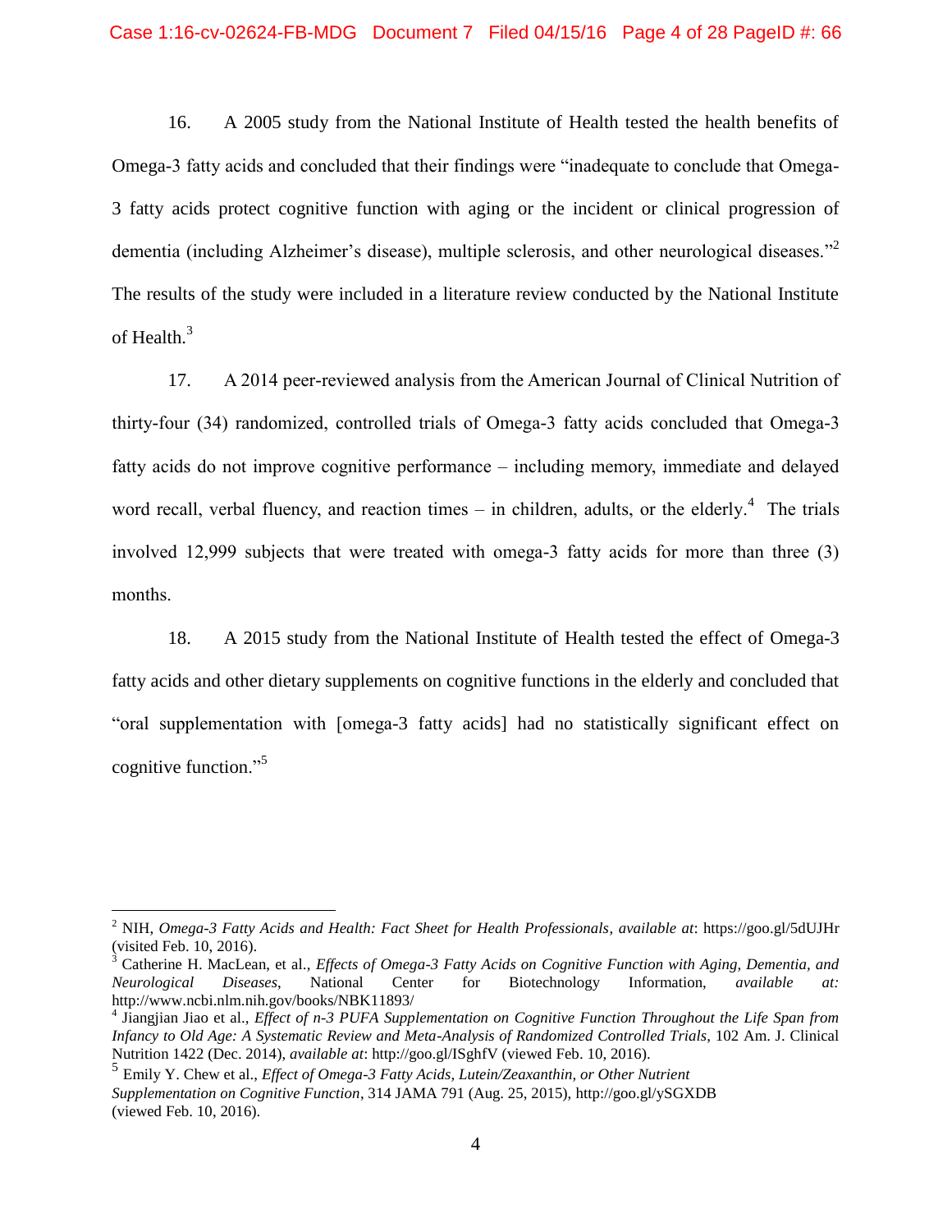16. A 2005 study from the National Institute of Health tested the health benefits of Omega-3 fatty acids and concluded that their findings were "inadequate to conclude that Omega-3 fatty acids protect cognitive function with aging or the incident or clinical progression of dementia (including Alzheimer's disease), multiple sclerosis, and other neurological diseases."[2] The results of the study were included in a literature review conducted by the National Institute of Health.[3]

17. A 2014 peer-reviewed analysis from the American Journal of Clinical Nutrition of thirty-four (34) randomized, controlled trials of Omega-3 fatty acids concluded that Omega-3 fatty acids do not improve cognitive performance – including memory, immediate and delayed word recall, verbal fluency, and reaction times – in children, adults, or the elderly.[4] The trials involved 12,999 subjects that were treated with omega-3 fatty acids for more than three (3) months.

18. A 2015 study from the National Institute of Health tested the effect of Omega-3 fatty acids and other dietary supplements on cognitive functions in the elderly and concluded that "oral supplementation with [omega-3 fatty acids] had no statistically significant effect on cognitive function."[5]

---

[2] NIH, *Omega-3 Fatty Acids and Health: Fact Sheet for Health Professionals*, *available at*: https://goo.gl/5dUJHr (visited Feb. 10, 2016).

[3] Catherine H. MacLean, et al., *Effects of Omega-3 Fatty Acids on Cognitive Function with Aging, Dementia, and Neurological Diseases*, National Center for Biotechnology Information, *available at:* http://www.ncbi.nlm.nih.gov/books/NBK11893/

[4] Jiangjian Jiao et al., *Effect of n-3 PUFA Supplementation on Cognitive Function Throughout the Life Span from Infancy to Old Age: A Systematic Review and Meta-Analysis of Randomized Controlled Trials*, 102 Am. J. Clinical Nutrition 1422 (Dec. 2014), *available at*: http://goo.gl/ISghfV (viewed Feb. 10, 2016).

[5] Emily Y. Chew et al., *Effect of Omega-3 Fatty Acids, Lutein/Zeaxanthin, or Other Nutrient Supplementation on Cognitive Function*, 314 JAMA 791 (Aug. 25, 2015), http://goo.gl/ySGXDB (viewed Feb. 10, 2016).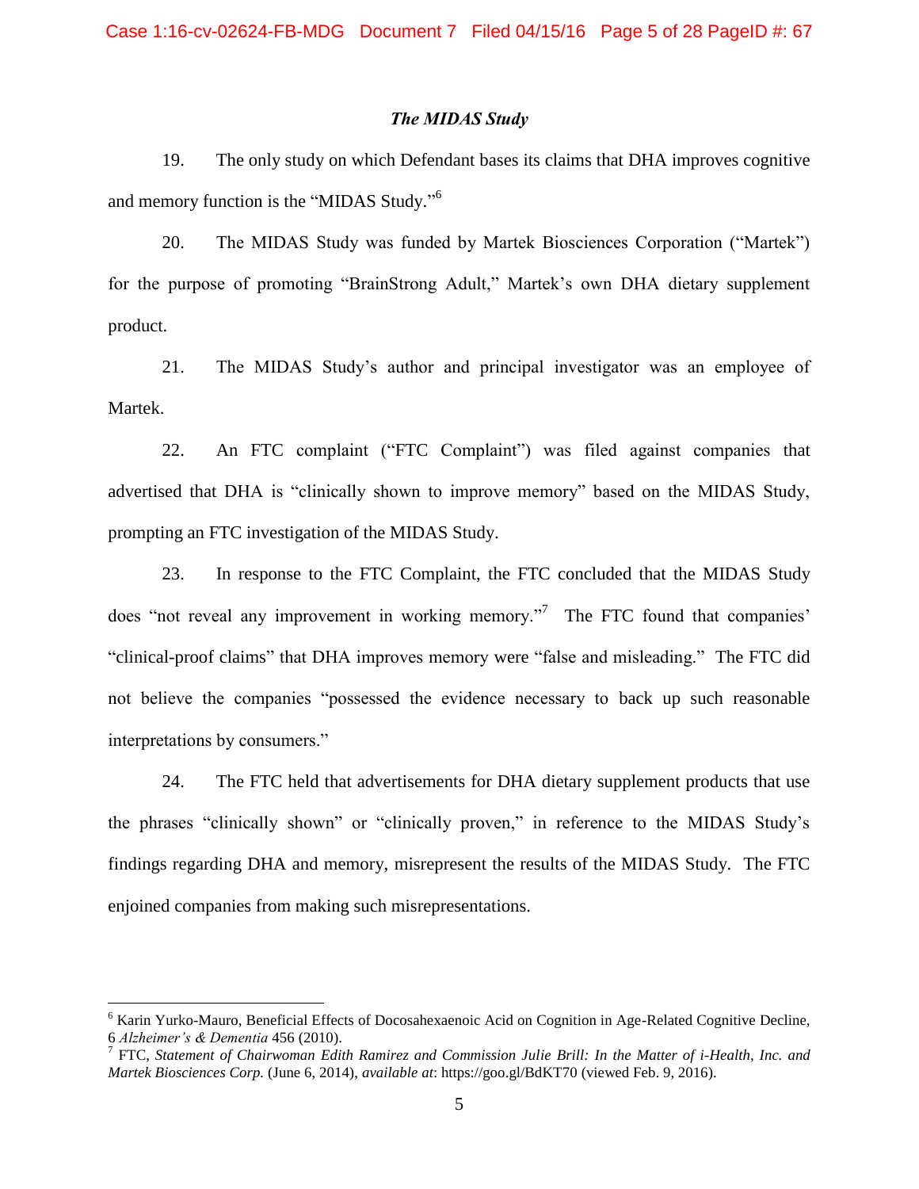### *The MIDAS Study*

19. The only study on which Defendant bases its claims that DHA improves cognitive and memory function is the "MIDAS Study."[6]

20. The MIDAS Study was funded by Martek Biosciences Corporation ("Martek") for the purpose of promoting "BrainStrong Adult," Martek's own DHA dietary supplement product.

21. The MIDAS Study's author and principal investigator was an employee of Martek.

22. An FTC complaint ("FTC Complaint") was filed against companies that advertised that DHA is "clinically shown to improve memory" based on the MIDAS Study, prompting an FTC investigation of the MIDAS Study.

23. In response to the FTC Complaint, the FTC concluded that the MIDAS Study does "not reveal any improvement in working memory."[7] The FTC found that companies' "clinical-proof claims" that DHA improves memory were "false and misleading." The FTC did not believe the companies "possessed the evidence necessary to back up such reasonable interpretations by consumers."

24. The FTC held that advertisements for DHA dietary supplement products that use the phrases "clinically shown" or "clinically proven," in reference to the MIDAS Study's findings regarding DHA and memory, misrepresent the results of the MIDAS Study. The FTC enjoined companies from making such misrepresentations.

---

[6] Karin Yurko-Mauro, Beneficial Effects of Docosahexaenoic Acid on Cognition in Age-Related Cognitive Decline, 6 *Alzheimer's & Dementia* 456 (2010).

[7] FTC, *Statement of Chairwoman Edith Ramirez and Commission Julie Brill: In the Matter of i-Health, Inc. and Martek Biosciences Corp.* (June 6, 2014), *available at*: https://goo.gl/BdKT70 (viewed Feb. 9, 2016).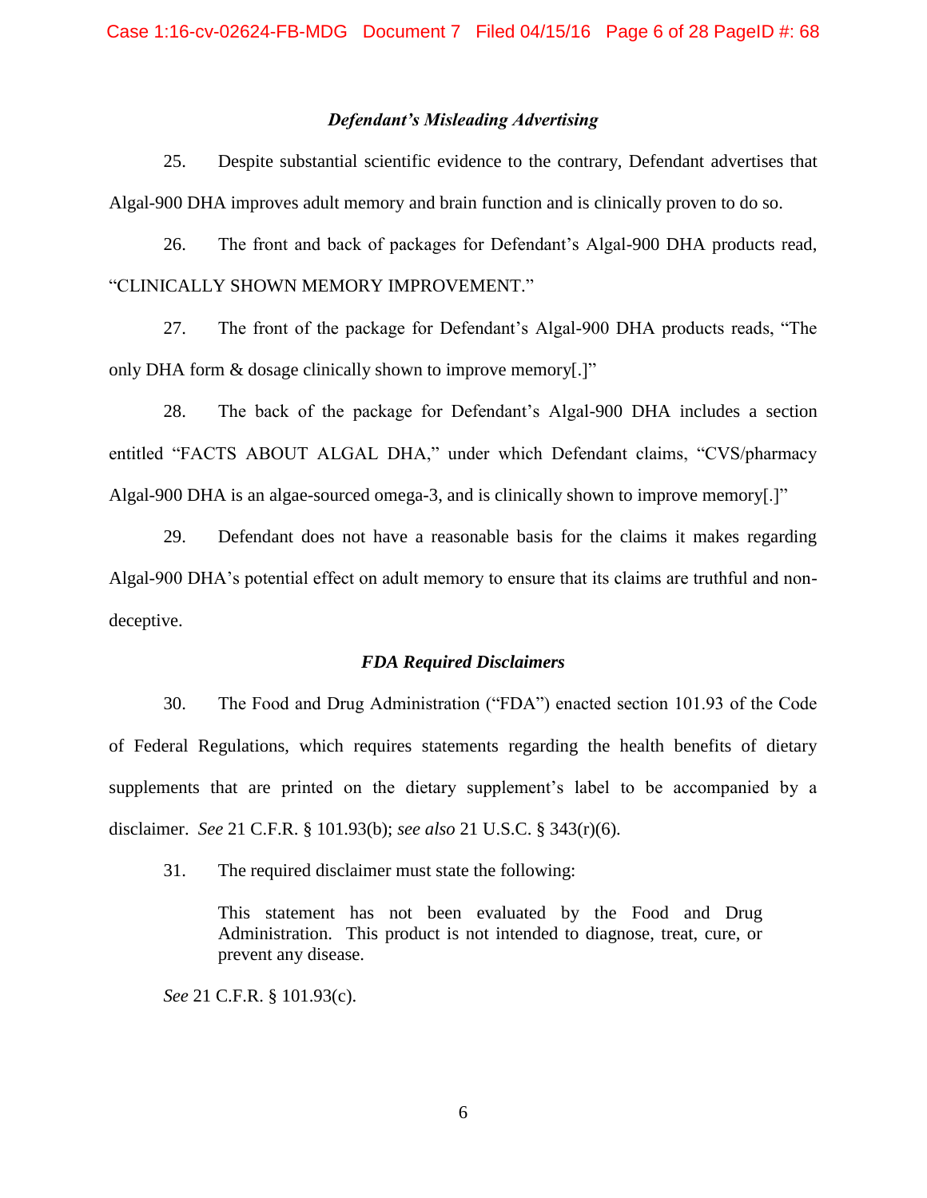### *Defendant's Misleading Advertising*

25. Despite substantial scientific evidence to the contrary, Defendant advertises that Algal-900 DHA improves adult memory and brain function and is clinically proven to do so.

26. The front and back of packages for Defendant's Algal-900 DHA products read, "CLINICALLY SHOWN MEMORY IMPROVEMENT."

27. The front of the package for Defendant's Algal-900 DHA products reads, "The only DHA form & dosage clinically shown to improve memory[.]"

28. The back of the package for Defendant's Algal-900 DHA includes a section entitled "FACTS ABOUT ALGAL DHA," under which Defendant claims, "CVS/pharmacy Algal-900 DHA is an algae-sourced omega-3, and is clinically shown to improve memory[.]"

29. Defendant does not have a reasonable basis for the claims it makes regarding Algal-900 DHA's potential effect on adult memory to ensure that its claims are truthful and non-deceptive.

### *FDA Required Disclaimers*

30. The Food and Drug Administration ("FDA") enacted section 101.93 of the Code of Federal Regulations, which requires statements regarding the health benefits of dietary supplements that are printed on the dietary supplement's label to be accompanied by a disclaimer. *See* 21 C.F.R. § 101.93(b); *see also* 21 U.S.C. § 343(r)(6).

31. The required disclaimer must state the following:

> This statement has not been evaluated by the Food and Drug Administration. This product is not intended to diagnose, treat, cure, or prevent any disease.

*See* 21 C.F.R. § 101.93(c).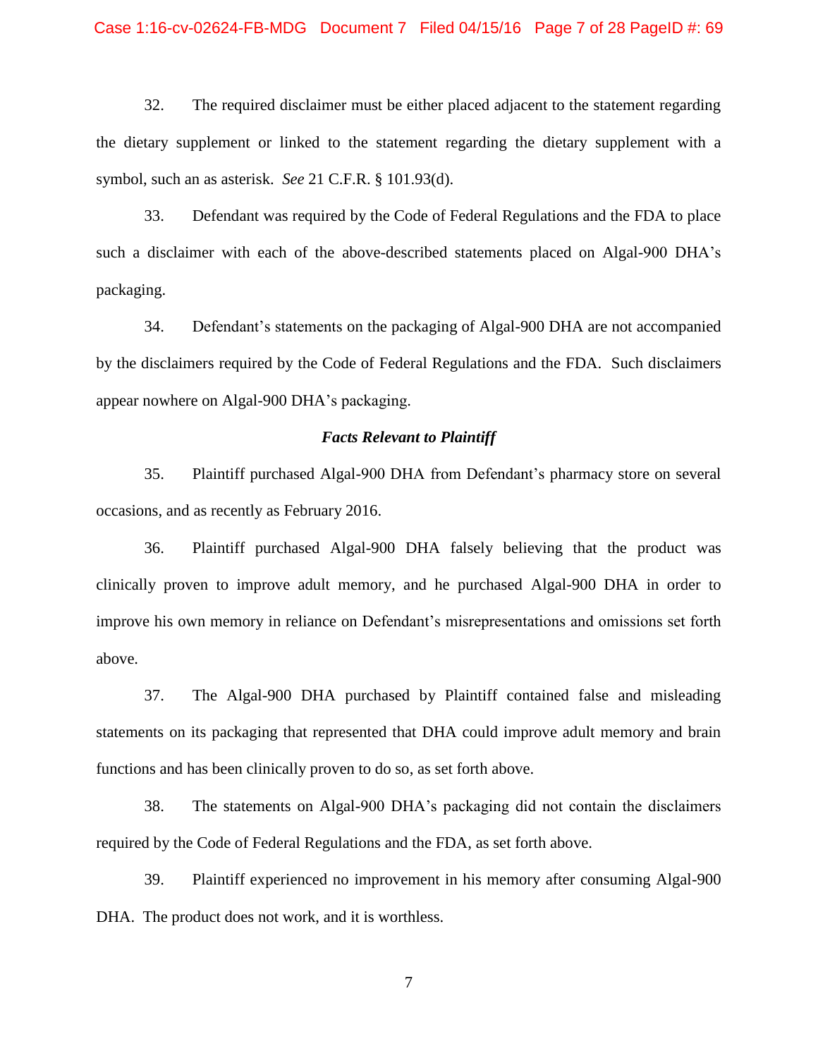32. The required disclaimer must be either placed adjacent to the statement regarding the dietary supplement or linked to the statement regarding the dietary supplement with a symbol, such an as asterisk. *See* 21 C.F.R. § 101.93(d).

33. Defendant was required by the Code of Federal Regulations and the FDA to place such a disclaimer with each of the above-described statements placed on Algal-900 DHA's packaging.

34. Defendant's statements on the packaging of Algal-900 DHA are not accompanied by the disclaimers required by the Code of Federal Regulations and the FDA. Such disclaimers appear nowhere on Algal-900 DHA's packaging.

### ***Facts Relevant to Plaintiff***

35. Plaintiff purchased Algal-900 DHA from Defendant's pharmacy store on several occasions, and as recently as February 2016.

36. Plaintiff purchased Algal-900 DHA falsely believing that the product was clinically proven to improve adult memory, and he purchased Algal-900 DHA in order to improve his own memory in reliance on Defendant's misrepresentations and omissions set forth above.

37. The Algal-900 DHA purchased by Plaintiff contained false and misleading statements on its packaging that represented that DHA could improve adult memory and brain functions and has been clinically proven to do so, as set forth above.

38. The statements on Algal-900 DHA's packaging did not contain the disclaimers required by the Code of Federal Regulations and the FDA, as set forth above.

39. Plaintiff experienced no improvement in his memory after consuming Algal-900 DHA. The product does not work, and it is worthless.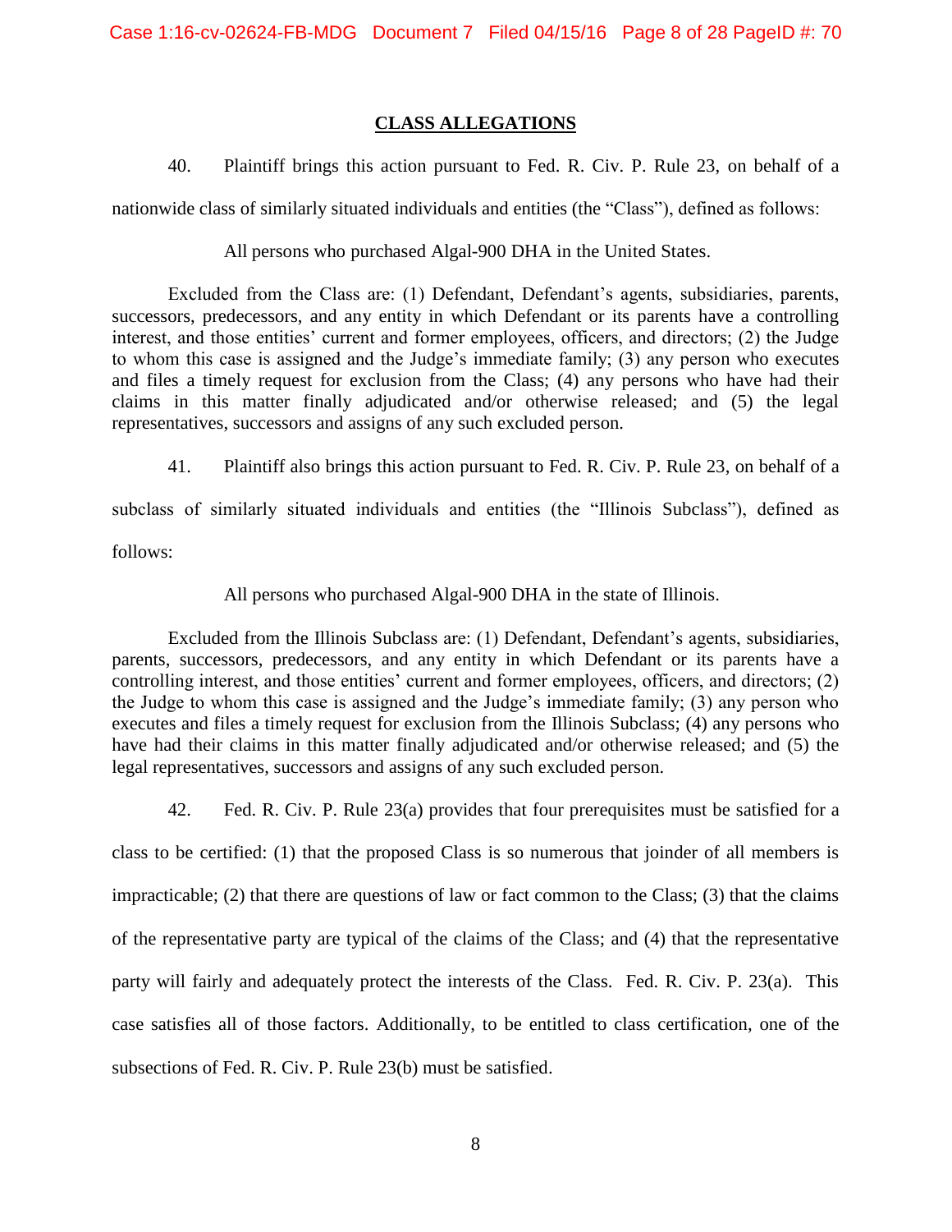## CLASS ALLEGATIONS

40. Plaintiff brings this action pursuant to Fed. R. Civ. P. Rule 23, on behalf of a nationwide class of similarly situated individuals and entities (the "Class"), defined as follows:

> All persons who purchased Algal-900 DHA in the United States.

Excluded from the Class are: (1) Defendant, Defendant's agents, subsidiaries, parents, successors, predecessors, and any entity in which Defendant or its parents have a controlling interest, and those entities' current and former employees, officers, and directors; (2) the Judge to whom this case is assigned and the Judge's immediate family; (3) any person who executes and files a timely request for exclusion from the Class; (4) any persons who have had their claims in this matter finally adjudicated and/or otherwise released; and (5) the legal representatives, successors and assigns of any such excluded person.

41. Plaintiff also brings this action pursuant to Fed. R. Civ. P. Rule 23, on behalf of a subclass of similarly situated individuals and entities (the "Illinois Subclass"), defined as follows:

> All persons who purchased Algal-900 DHA in the state of Illinois.

Excluded from the Illinois Subclass are: (1) Defendant, Defendant's agents, subsidiaries, parents, successors, predecessors, and any entity in which Defendant or its parents have a controlling interest, and those entities' current and former employees, officers, and directors; (2) the Judge to whom this case is assigned and the Judge's immediate family; (3) any person who executes and files a timely request for exclusion from the Illinois Subclass; (4) any persons who have had their claims in this matter finally adjudicated and/or otherwise released; and (5) the legal representatives, successors and assigns of any such excluded person.

42. Fed. R. Civ. P. Rule 23(a) provides that four prerequisites must be satisfied for a class to be certified: (1) that the proposed Class is so numerous that joinder of all members is impracticable; (2) that there are questions of law or fact common to the Class; (3) that the claims of the representative party are typical of the claims of the Class; and (4) that the representative party will fairly and adequately protect the interests of the Class. Fed. R. Civ. P. 23(a). This case satisfies all of those factors. Additionally, to be entitled to class certification, one of the subsections of Fed. R. Civ. P. Rule 23(b) must be satisfied.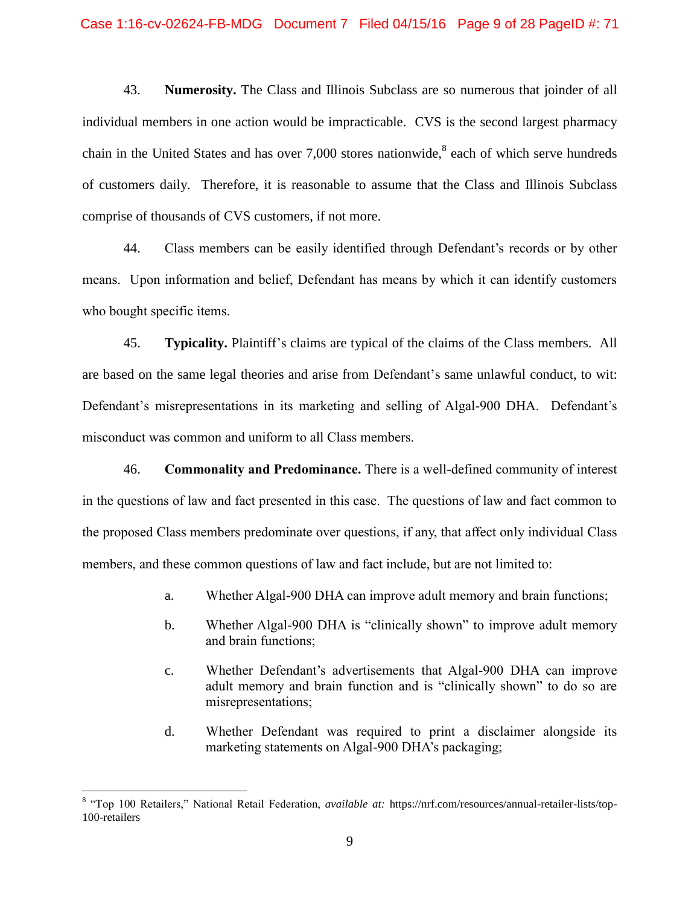43. **Numerosity.** The Class and Illinois Subclass are so numerous that joinder of all individual members in one action would be impracticable. CVS is the second largest pharmacy chain in the United States and has over 7,000 stores nationwide,[8] each of which serve hundreds of customers daily. Therefore, it is reasonable to assume that the Class and Illinois Subclass comprise of thousands of CVS customers, if not more.

44. Class members can be easily identified through Defendant's records or by other means. Upon information and belief, Defendant has means by which it can identify customers who bought specific items.

45. **Typicality.** Plaintiff's claims are typical of the claims of the Class members. All are based on the same legal theories and arise from Defendant's same unlawful conduct, to wit: Defendant's misrepresentations in its marketing and selling of Algal-900 DHA. Defendant's misconduct was common and uniform to all Class members.

46. **Commonality and Predominance.** There is a well-defined community of interest in the questions of law and fact presented in this case. The questions of law and fact common to the proposed Class members predominate over questions, if any, that affect only individual Class members, and these common questions of law and fact include, but are not limited to:

a. Whether Algal-900 DHA can improve adult memory and brain functions;

b. Whether Algal-900 DHA is "clinically shown" to improve adult memory and brain functions;

c. Whether Defendant's advertisements that Algal-900 DHA can improve adult memory and brain function and is "clinically shown" to do so are misrepresentations;

d. Whether Defendant was required to print a disclaimer alongside its marketing statements on Algal-900 DHA's packaging;

---

[8] "Top 100 Retailers," National Retail Federation, *available at:* https://nrf.com/resources/annual-retailer-lists/top-100-retailers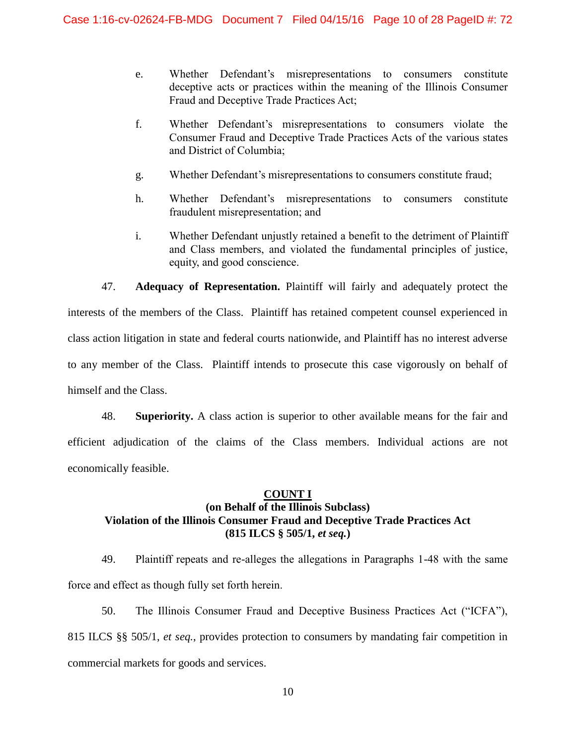e. Whether Defendant's misrepresentations to consumers constitute deceptive acts or practices within the meaning of the Illinois Consumer Fraud and Deceptive Trade Practices Act;

f. Whether Defendant's misrepresentations to consumers violate the Consumer Fraud and Deceptive Trade Practices Acts of the various states and District of Columbia;

g. Whether Defendant's misrepresentations to consumers constitute fraud;

h. Whether Defendant's misrepresentations to consumers constitute fraudulent misrepresentation; and

i. Whether Defendant unjustly retained a benefit to the detriment of Plaintiff and Class members, and violated the fundamental principles of justice, equity, and good conscience.

47. **Adequacy of Representation.** Plaintiff will fairly and adequately protect the interests of the members of the Class. Plaintiff has retained competent counsel experienced in class action litigation in state and federal courts nationwide, and Plaintiff has no interest adverse to any member of the Class. Plaintiff intends to prosecute this case vigorously on behalf of himself and the Class.

48. **Superiority.** A class action is superior to other available means for the fair and efficient adjudication of the claims of the Class members. Individual actions are not economically feasible.

**COUNT I**
**(on Behalf of the Illinois Subclass)**
**Violation of the Illinois Consumer Fraud and Deceptive Trade Practices Act**
**(815 ILCS § 505/1, *et seq.*)**

49. Plaintiff repeats and re-alleges the allegations in Paragraphs 1-48 with the same force and effect as though fully set forth herein.

50. The Illinois Consumer Fraud and Deceptive Business Practices Act ("ICFA"), 815 ILCS §§ 505/1, *et seq.*, provides protection to consumers by mandating fair competition in commercial markets for goods and services.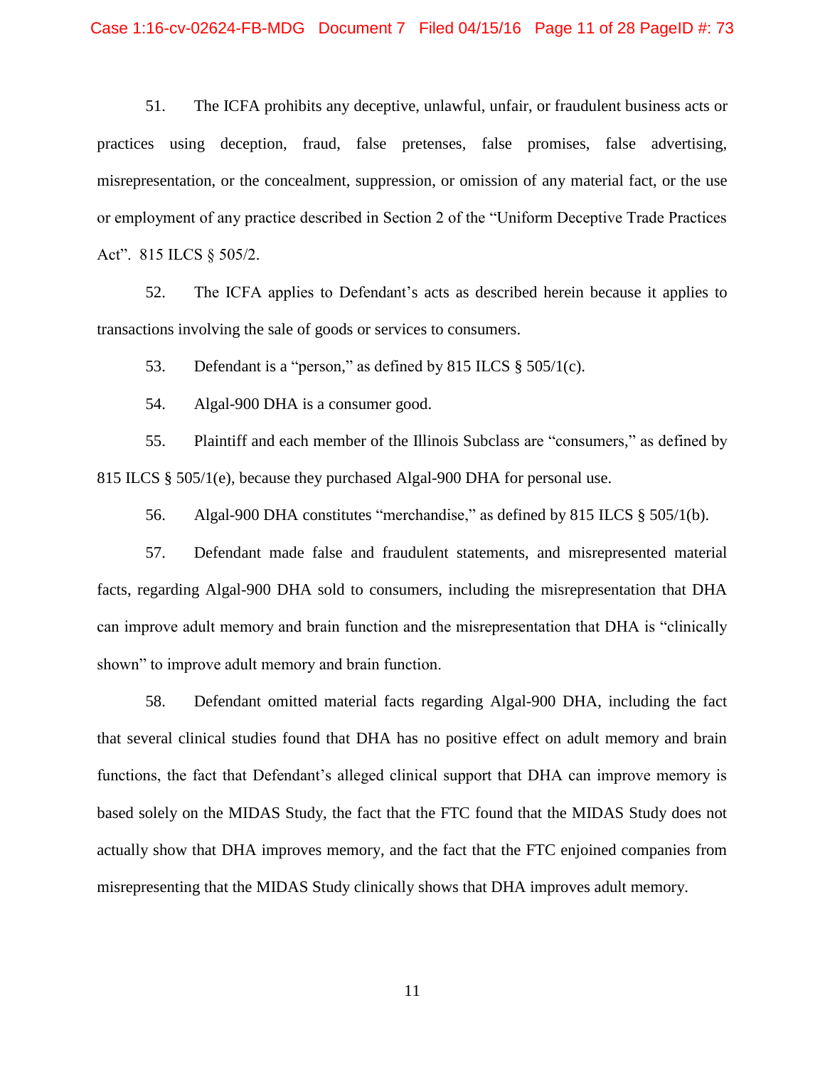51. The ICFA prohibits any deceptive, unlawful, unfair, or fraudulent business acts or practices using deception, fraud, false pretenses, false promises, false advertising, misrepresentation, or the concealment, suppression, or omission of any material fact, or the use or employment of any practice described in Section 2 of the "Uniform Deceptive Trade Practices Act". 815 ILCS § 505/2.

52. The ICFA applies to Defendant's acts as described herein because it applies to transactions involving the sale of goods or services to consumers.

53. Defendant is a "person," as defined by 815 ILCS § 505/1(c).

54. Algal-900 DHA is a consumer good.

55. Plaintiff and each member of the Illinois Subclass are "consumers," as defined by 815 ILCS § 505/1(e), because they purchased Algal-900 DHA for personal use.

56. Algal-900 DHA constitutes "merchandise," as defined by 815 ILCS § 505/1(b).

57. Defendant made false and fraudulent statements, and misrepresented material facts, regarding Algal-900 DHA sold to consumers, including the misrepresentation that DHA can improve adult memory and brain function and the misrepresentation that DHA is "clinically shown" to improve adult memory and brain function.

58. Defendant omitted material facts regarding Algal-900 DHA, including the fact that several clinical studies found that DHA has no positive effect on adult memory and brain functions, the fact that Defendant's alleged clinical support that DHA can improve memory is based solely on the MIDAS Study, the fact that the FTC found that the MIDAS Study does not actually show that DHA improves memory, and the fact that the FTC enjoined companies from misrepresenting that the MIDAS Study clinically shows that DHA improves adult memory.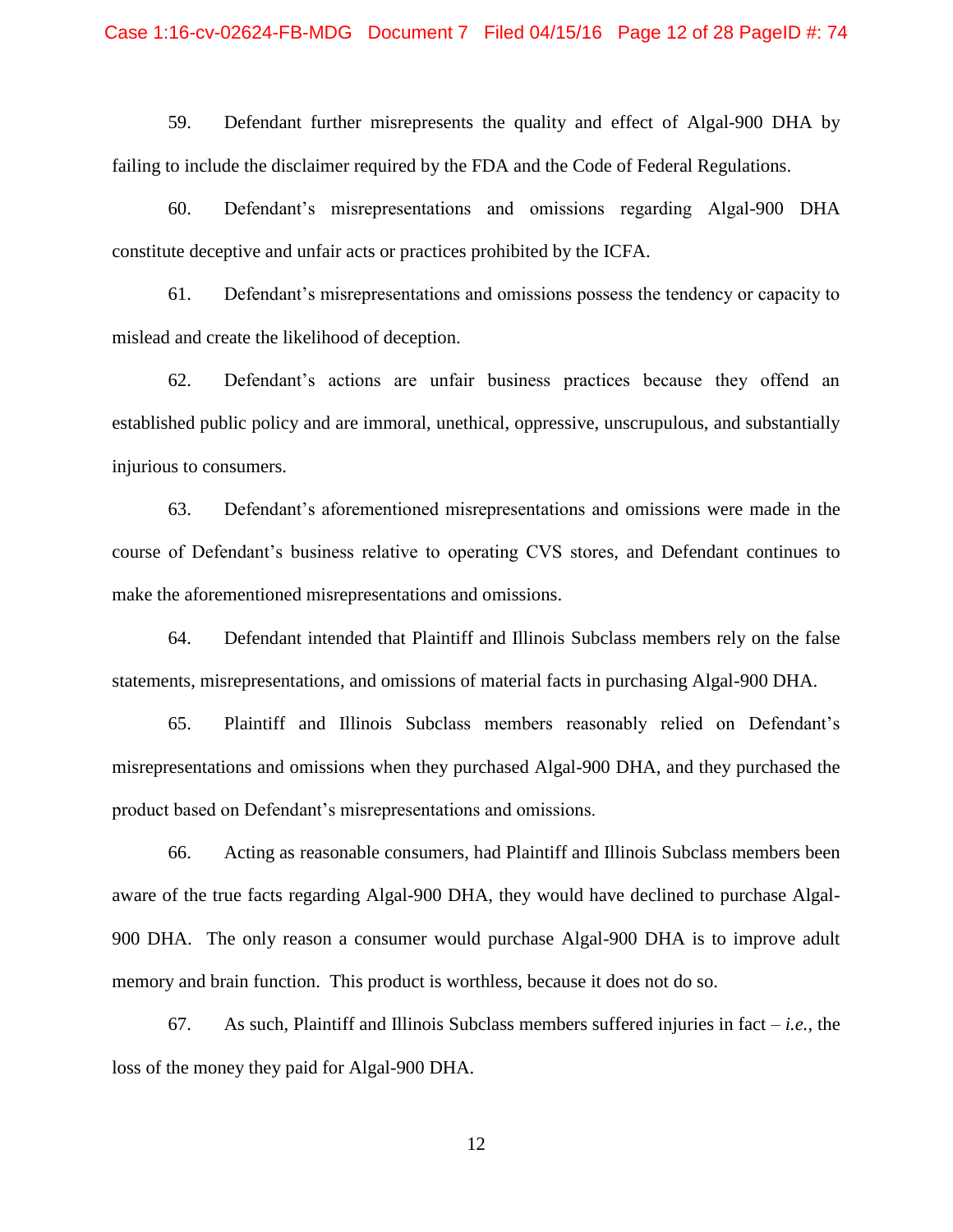59. Defendant further misrepresents the quality and effect of Algal-900 DHA by failing to include the disclaimer required by the FDA and the Code of Federal Regulations.

60. Defendant's misrepresentations and omissions regarding Algal-900 DHA constitute deceptive and unfair acts or practices prohibited by the ICFA.

61. Defendant's misrepresentations and omissions possess the tendency or capacity to mislead and create the likelihood of deception.

62. Defendant's actions are unfair business practices because they offend an established public policy and are immoral, unethical, oppressive, unscrupulous, and substantially injurious to consumers.

63. Defendant's aforementioned misrepresentations and omissions were made in the course of Defendant's business relative to operating CVS stores, and Defendant continues to make the aforementioned misrepresentations and omissions.

64. Defendant intended that Plaintiff and Illinois Subclass members rely on the false statements, misrepresentations, and omissions of material facts in purchasing Algal-900 DHA.

65. Plaintiff and Illinois Subclass members reasonably relied on Defendant's misrepresentations and omissions when they purchased Algal-900 DHA, and they purchased the product based on Defendant's misrepresentations and omissions.

66. Acting as reasonable consumers, had Plaintiff and Illinois Subclass members been aware of the true facts regarding Algal-900 DHA, they would have declined to purchase Algal-900 DHA. The only reason a consumer would purchase Algal-900 DHA is to improve adult memory and brain function. This product is worthless, because it does not do so.

67. As such, Plaintiff and Illinois Subclass members suffered injuries in fact – *i.e.*, the loss of the money they paid for Algal-900 DHA.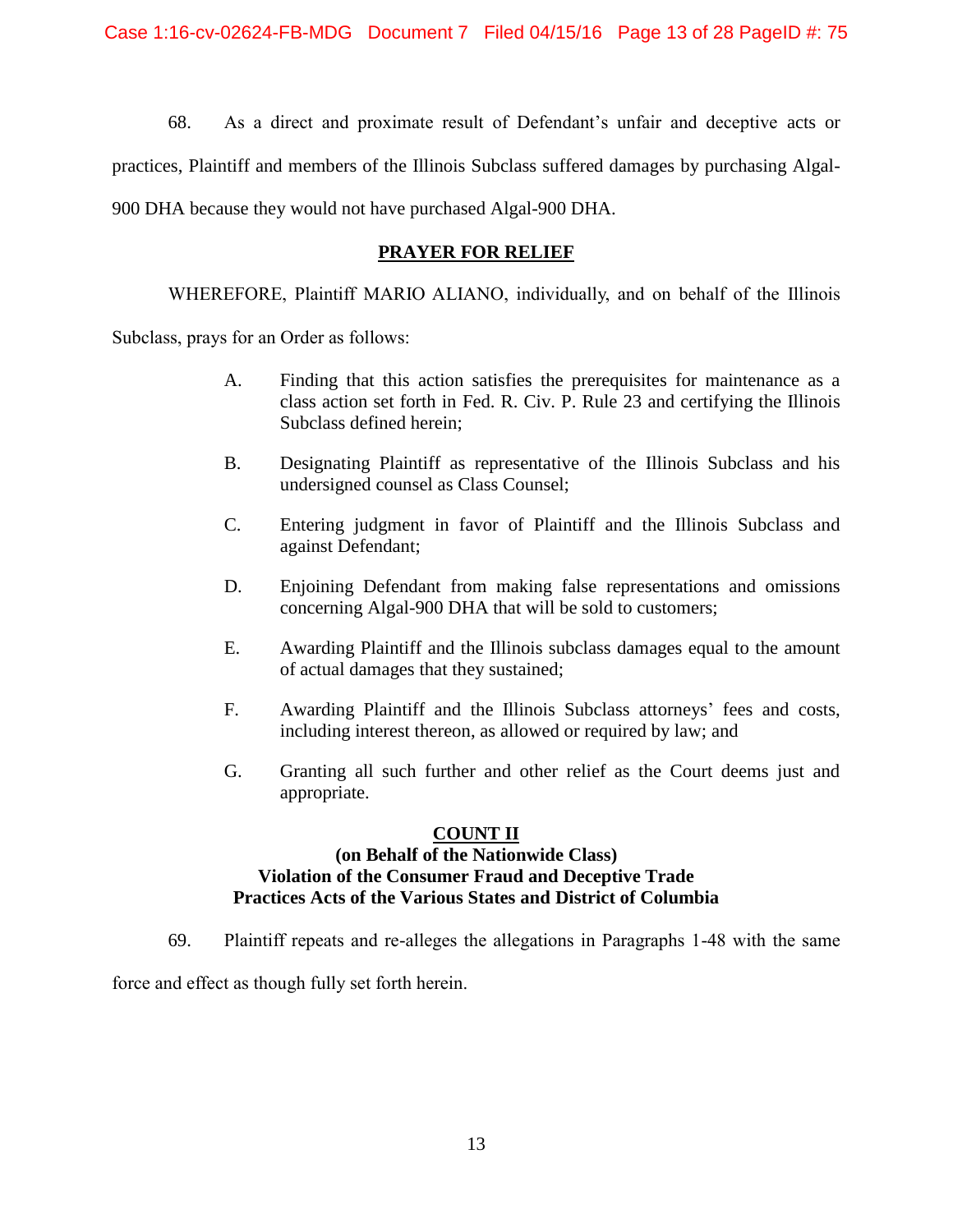68. As a direct and proximate result of Defendant's unfair and deceptive acts or practices, Plaintiff and members of the Illinois Subclass suffered damages by purchasing Algal-900 DHA because they would not have purchased Algal-900 DHA.

**PRAYER FOR RELIEF**

WHEREFORE, Plaintiff MARIO ALIANO, individually, and on behalf of the Illinois Subclass, prays for an Order as follows:

A. Finding that this action satisfies the prerequisites for maintenance as a class action set forth in Fed. R. Civ. P. Rule 23 and certifying the Illinois Subclass defined herein;

B. Designating Plaintiff as representative of the Illinois Subclass and his undersigned counsel as Class Counsel;

C. Entering judgment in favor of Plaintiff and the Illinois Subclass and against Defendant;

D. Enjoining Defendant from making false representations and omissions concerning Algal-900 DHA that will be sold to customers;

E. Awarding Plaintiff and the Illinois subclass damages equal to the amount of actual damages that they sustained;

F. Awarding Plaintiff and the Illinois Subclass attorneys' fees and costs, including interest thereon, as allowed or required by law; and

G. Granting all such further and other relief as the Court deems just and appropriate.

**COUNT II**
**(on Behalf of the Nationwide Class)**
**Violation of the Consumer Fraud and Deceptive Trade Practices Acts of the Various States and District of Columbia**

69. Plaintiff repeats and re-alleges the allegations in Paragraphs 1-48 with the same force and effect as though fully set forth herein.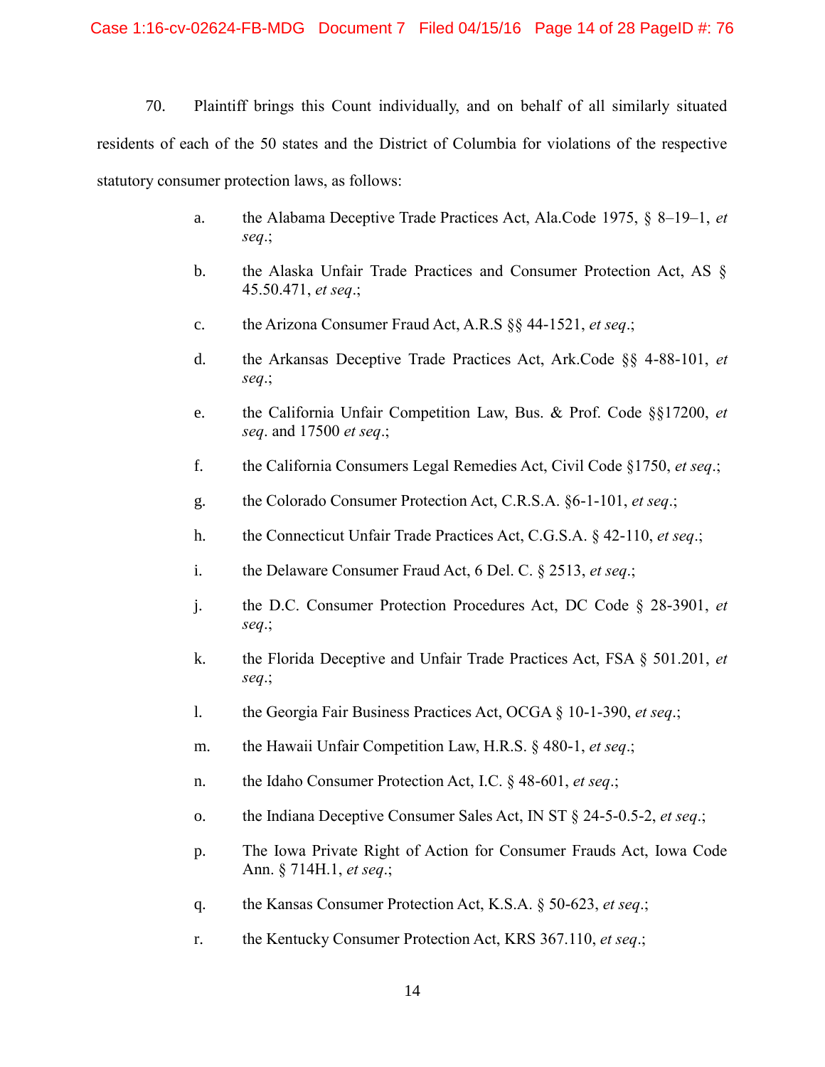70. Plaintiff brings this Count individually, and on behalf of all similarly situated residents of each of the 50 states and the District of Columbia for violations of the respective statutory consumer protection laws, as follows:

a. the Alabama Deceptive Trade Practices Act, Ala.Code 1975, § 8–19–1, *et seq*.;

b. the Alaska Unfair Trade Practices and Consumer Protection Act, AS § 45.50.471, *et seq*.;

c. the Arizona Consumer Fraud Act, A.R.S §§ 44-1521, *et seq*.;

d. the Arkansas Deceptive Trade Practices Act, Ark.Code §§ 4-88-101, *et seq*.;

e. the California Unfair Competition Law, Bus. & Prof. Code §§17200, *et seq*. and 17500 *et seq*.;

f. the California Consumers Legal Remedies Act, Civil Code §1750, *et seq*.;

g. the Colorado Consumer Protection Act, C.R.S.A. §6-1-101, *et seq*.;

h. the Connecticut Unfair Trade Practices Act, C.G.S.A. § 42-110, *et seq*.;

i. the Delaware Consumer Fraud Act, 6 Del. C. § 2513, *et seq*.;

j. the D.C. Consumer Protection Procedures Act, DC Code § 28-3901, *et seq*.;

k. the Florida Deceptive and Unfair Trade Practices Act, FSA § 501.201, *et seq*.;

l. the Georgia Fair Business Practices Act, OCGA § 10-1-390, *et seq*.;

m. the Hawaii Unfair Competition Law, H.R.S. § 480-1, *et seq*.;

n. the Idaho Consumer Protection Act, I.C. § 48-601, *et seq*.;

o. the Indiana Deceptive Consumer Sales Act, IN ST § 24-5-0.5-2, *et seq*.;

p. The Iowa Private Right of Action for Consumer Frauds Act, Iowa Code Ann. § 714H.1, *et seq*.;

q. the Kansas Consumer Protection Act, K.S.A. § 50-623, *et seq*.;

r. the Kentucky Consumer Protection Act, KRS 367.110, *et seq*.;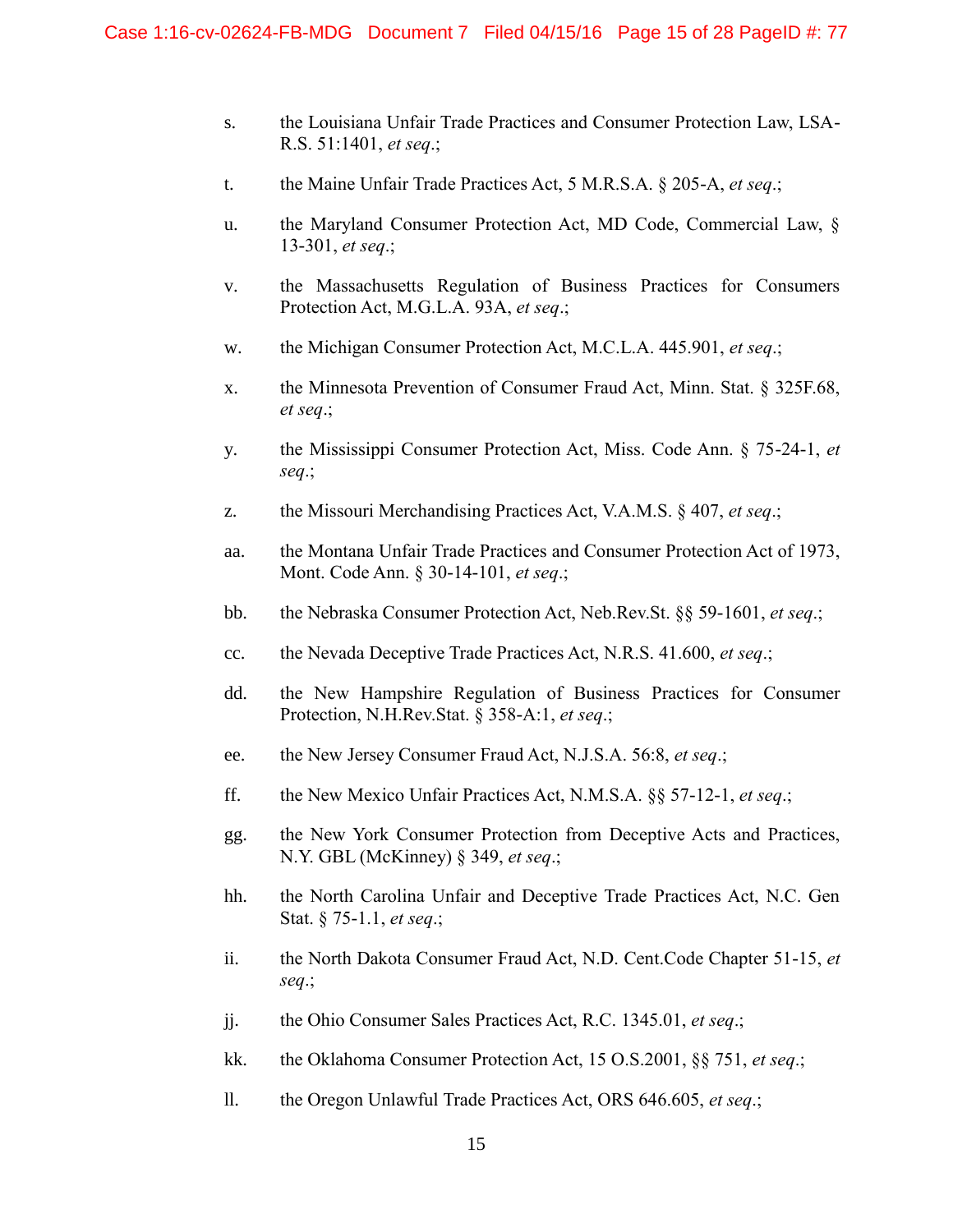s. the Louisiana Unfair Trade Practices and Consumer Protection Law, LSA-R.S. 51:1401, *et seq*.;

t. the Maine Unfair Trade Practices Act, 5 M.R.S.A. § 205-A, *et seq*.;

u. the Maryland Consumer Protection Act, MD Code, Commercial Law, § 13-301, *et seq*.;

v. the Massachusetts Regulation of Business Practices for Consumers Protection Act, M.G.L.A. 93A, *et seq*.;

w. the Michigan Consumer Protection Act, M.C.L.A. 445.901, *et seq*.;

x. the Minnesota Prevention of Consumer Fraud Act, Minn. Stat. § 325F.68, *et seq*.;

y. the Mississippi Consumer Protection Act, Miss. Code Ann. § 75-24-1, *et seq*.;

z. the Missouri Merchandising Practices Act, V.A.M.S. § 407, *et seq*.;

aa. the Montana Unfair Trade Practices and Consumer Protection Act of 1973, Mont. Code Ann. § 30-14-101, *et seq*.;

bb. the Nebraska Consumer Protection Act, Neb.Rev.St. §§ 59-1601, *et seq*.;

cc. the Nevada Deceptive Trade Practices Act, N.R.S. 41.600, *et seq*.;

dd. the New Hampshire Regulation of Business Practices for Consumer Protection, N.H.Rev.Stat. § 358-A:1, *et seq*.;

ee. the New Jersey Consumer Fraud Act, N.J.S.A. 56:8, *et seq*.;

ff. the New Mexico Unfair Practices Act, N.M.S.A. §§ 57-12-1, *et seq*.;

gg. the New York Consumer Protection from Deceptive Acts and Practices, N.Y. GBL (McKinney) § 349, *et seq*.;

hh. the North Carolina Unfair and Deceptive Trade Practices Act, N.C. Gen Stat. § 75-1.1, *et seq*.;

ii. the North Dakota Consumer Fraud Act, N.D. Cent.Code Chapter 51-15, *et seq*.;

jj. the Ohio Consumer Sales Practices Act, R.C. 1345.01, *et seq*.;

kk. the Oklahoma Consumer Protection Act, 15 O.S.2001, §§ 751, *et seq*.;

ll. the Oregon Unlawful Trade Practices Act, ORS 646.605, *et seq*.;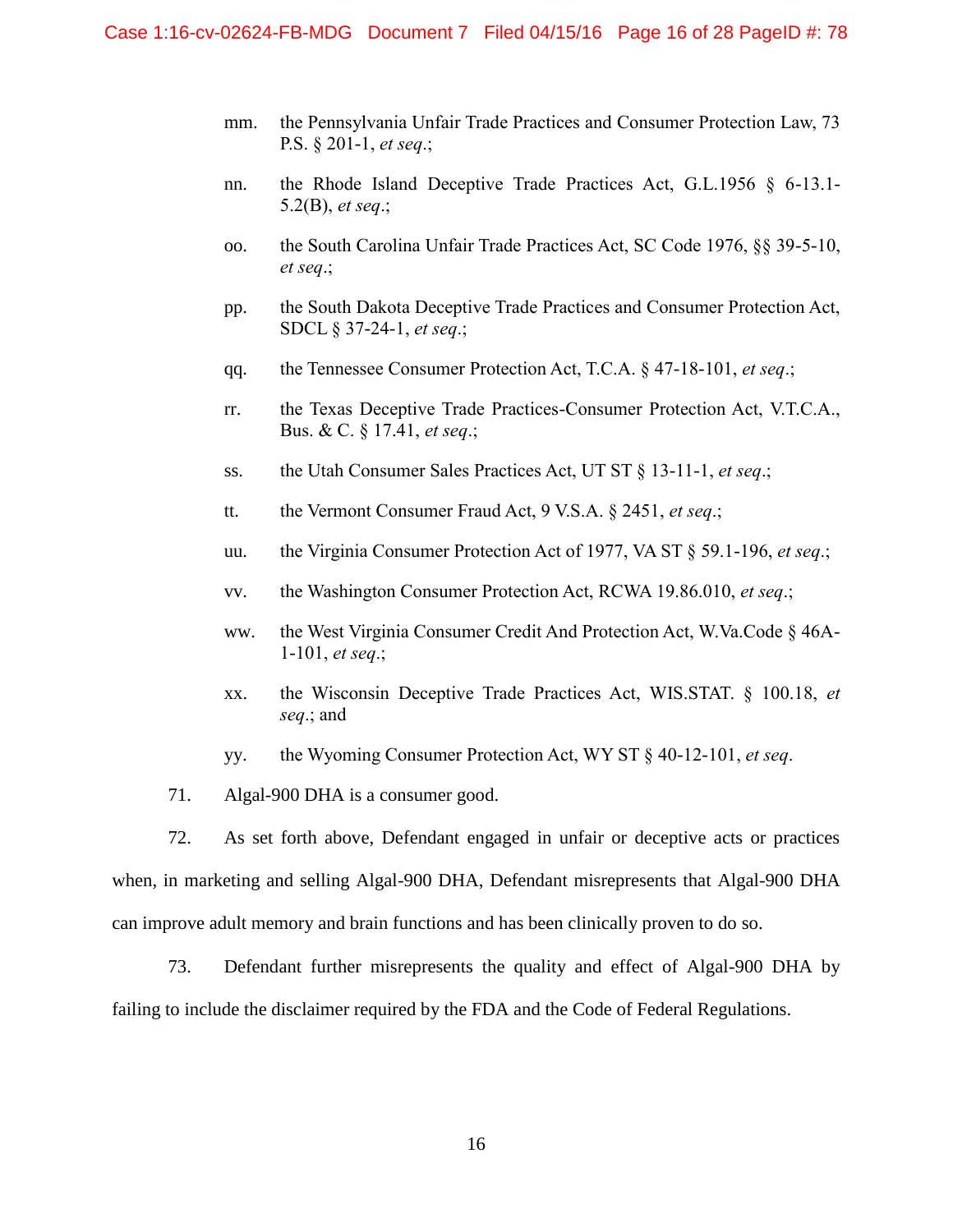mm. the Pennsylvania Unfair Trade Practices and Consumer Protection Law, 73 P.S. § 201-1, *et seq*.;

nn. the Rhode Island Deceptive Trade Practices Act, G.L.1956 § 6-13.1-5.2(B), *et seq*.;

oo. the South Carolina Unfair Trade Practices Act, SC Code 1976, §§ 39-5-10, *et seq*.;

pp. the South Dakota Deceptive Trade Practices and Consumer Protection Act, SDCL § 37-24-1, *et seq*.;

qq. the Tennessee Consumer Protection Act, T.C.A. § 47-18-101, *et seq*.;

rr. the Texas Deceptive Trade Practices-Consumer Protection Act, V.T.C.A., Bus. & C. § 17.41, *et seq*.;

ss. the Utah Consumer Sales Practices Act, UT ST § 13-11-1, *et seq*.;

tt. the Vermont Consumer Fraud Act, 9 V.S.A. § 2451, *et seq*.;

uu. the Virginia Consumer Protection Act of 1977, VA ST § 59.1-196, *et seq*.;

vv. the Washington Consumer Protection Act, RCWA 19.86.010, *et seq*.;

ww. the West Virginia Consumer Credit And Protection Act, W.Va.Code § 46A-1-101, *et seq*.;

xx. the Wisconsin Deceptive Trade Practices Act, WIS.STAT. § 100.18, *et seq*.; and

yy. the Wyoming Consumer Protection Act, WY ST § 40-12-101, *et seq*.

71. Algal-900 DHA is a consumer good.

72. As set forth above, Defendant engaged in unfair or deceptive acts or practices when, in marketing and selling Algal-900 DHA, Defendant misrepresents that Algal-900 DHA can improve adult memory and brain functions and has been clinically proven to do so.

73. Defendant further misrepresents the quality and effect of Algal-900 DHA by failing to include the disclaimer required by the FDA and the Code of Federal Regulations.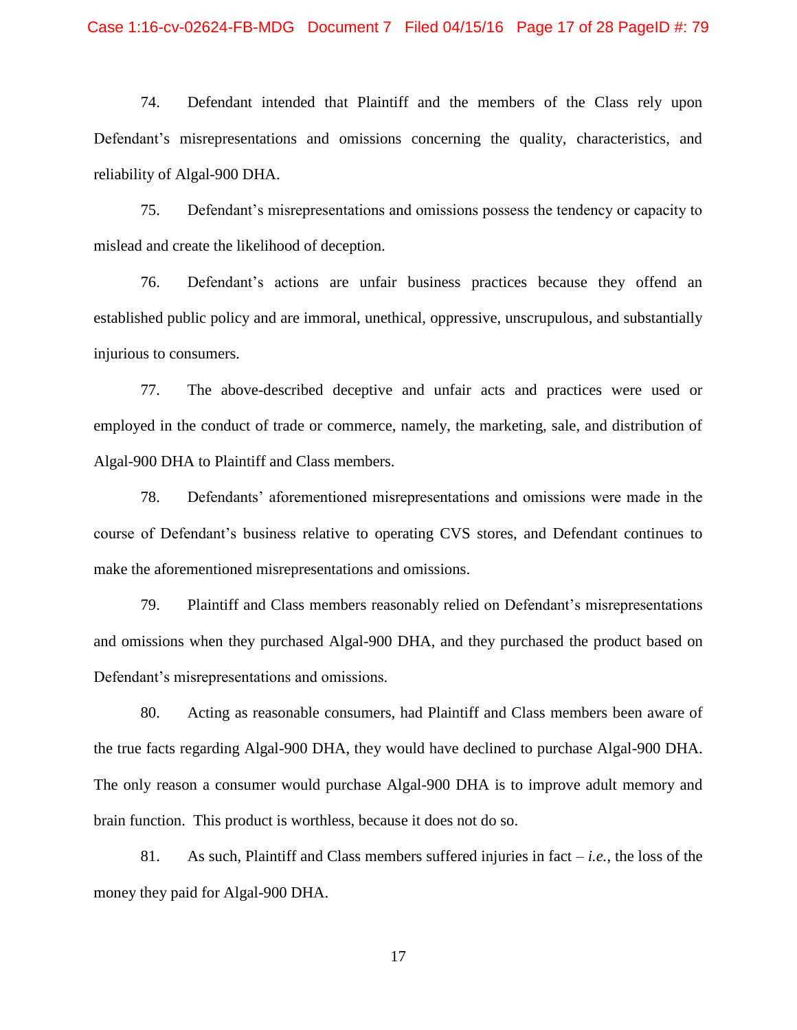74. Defendant intended that Plaintiff and the members of the Class rely upon Defendant's misrepresentations and omissions concerning the quality, characteristics, and reliability of Algal-900 DHA.

75. Defendant's misrepresentations and omissions possess the tendency or capacity to mislead and create the likelihood of deception.

76. Defendant's actions are unfair business practices because they offend an established public policy and are immoral, unethical, oppressive, unscrupulous, and substantially injurious to consumers.

77. The above-described deceptive and unfair acts and practices were used or employed in the conduct of trade or commerce, namely, the marketing, sale, and distribution of Algal-900 DHA to Plaintiff and Class members.

78. Defendants' aforementioned misrepresentations and omissions were made in the course of Defendant's business relative to operating CVS stores, and Defendant continues to make the aforementioned misrepresentations and omissions.

79. Plaintiff and Class members reasonably relied on Defendant's misrepresentations and omissions when they purchased Algal-900 DHA, and they purchased the product based on Defendant's misrepresentations and omissions.

80. Acting as reasonable consumers, had Plaintiff and Class members been aware of the true facts regarding Algal-900 DHA, they would have declined to purchase Algal-900 DHA. The only reason a consumer would purchase Algal-900 DHA is to improve adult memory and brain function. This product is worthless, because it does not do so.

81. As such, Plaintiff and Class members suffered injuries in fact – *i.e.*, the loss of the money they paid for Algal-900 DHA.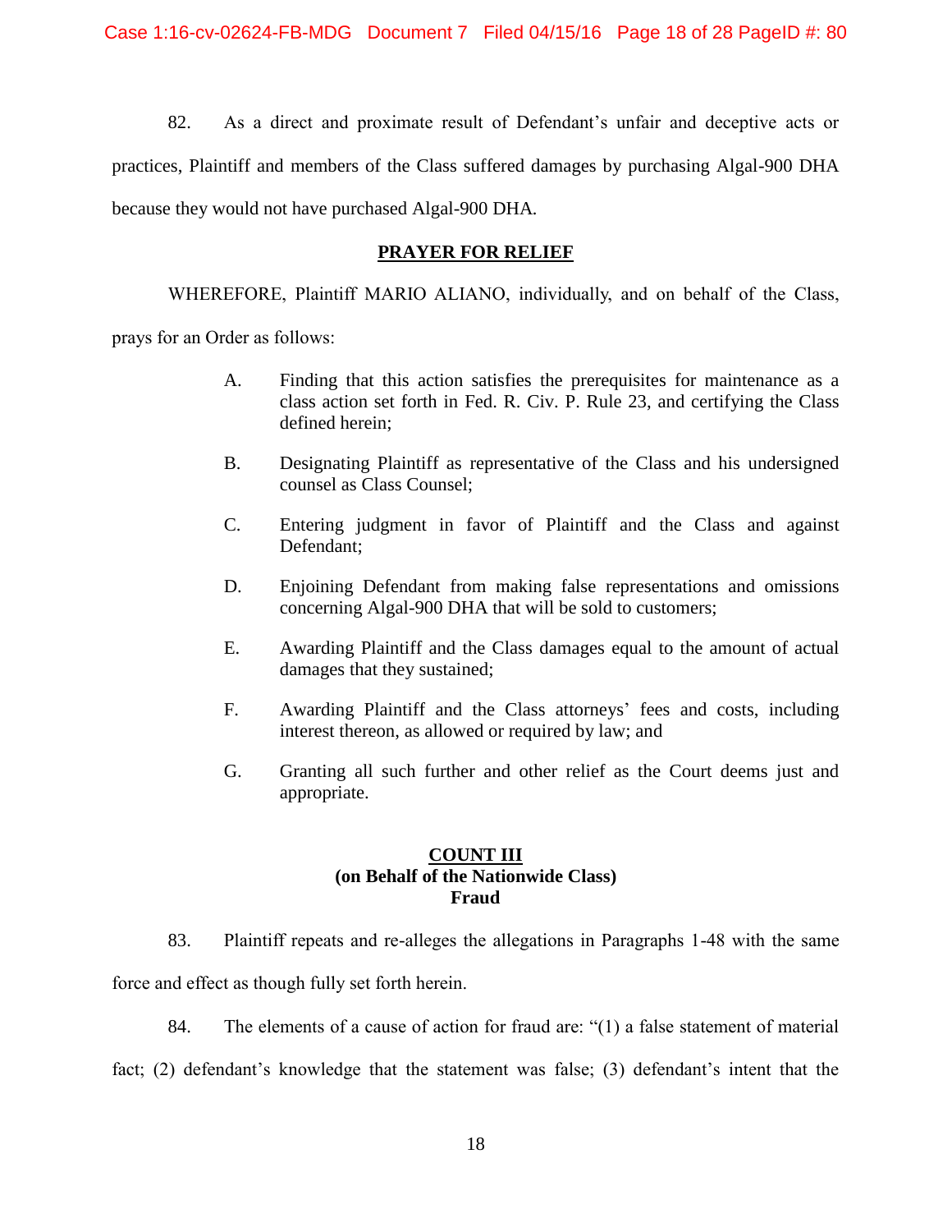82. As a direct and proximate result of Defendant's unfair and deceptive acts or practices, Plaintiff and members of the Class suffered damages by purchasing Algal-900 DHA because they would not have purchased Algal-900 DHA.

**PRAYER FOR RELIEF**

WHEREFORE, Plaintiff MARIO ALIANO, individually, and on behalf of the Class, prays for an Order as follows:

A. Finding that this action satisfies the prerequisites for maintenance as a class action set forth in Fed. R. Civ. P. Rule 23, and certifying the Class defined herein;

B. Designating Plaintiff as representative of the Class and his undersigned counsel as Class Counsel;

C. Entering judgment in favor of Plaintiff and the Class and against Defendant;

D. Enjoining Defendant from making false representations and omissions concerning Algal-900 DHA that will be sold to customers;

E. Awarding Plaintiff and the Class damages equal to the amount of actual damages that they sustained;

F. Awarding Plaintiff and the Class attorneys' fees and costs, including interest thereon, as allowed or required by law; and

G. Granting all such further and other relief as the Court deems just and appropriate.

**COUNT III**
**(on Behalf of the Nationwide Class)**
**Fraud**

83. Plaintiff repeats and re-alleges the allegations in Paragraphs 1-48 with the same force and effect as though fully set forth herein.

84. The elements of a cause of action for fraud are: "(1) a false statement of material fact; (2) defendant's knowledge that the statement was false; (3) defendant's intent that the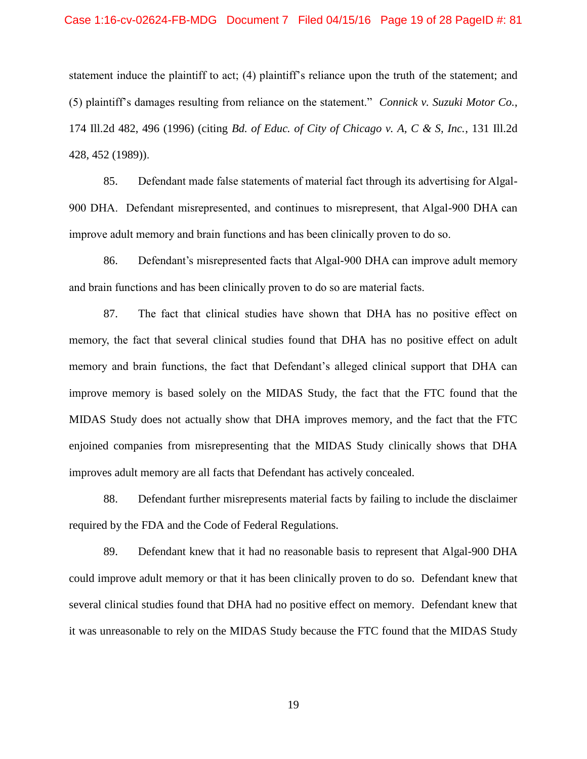statement induce the plaintiff to act; (4) plaintiff's reliance upon the truth of the statement; and (5) plaintiff's damages resulting from reliance on the statement." *Connick v. Suzuki Motor Co.*, 174 Ill.2d 482, 496 (1996) (citing *Bd. of Educ. of City of Chicago v. A, C & S, Inc.*, 131 Ill.2d 428, 452 (1989)).

85. Defendant made false statements of material fact through its advertising for Algal-900 DHA. Defendant misrepresented, and continues to misrepresent, that Algal-900 DHA can improve adult memory and brain functions and has been clinically proven to do so.

86. Defendant's misrepresented facts that Algal-900 DHA can improve adult memory and brain functions and has been clinically proven to do so are material facts.

87. The fact that clinical studies have shown that DHA has no positive effect on memory, the fact that several clinical studies found that DHA has no positive effect on adult memory and brain functions, the fact that Defendant's alleged clinical support that DHA can improve memory is based solely on the MIDAS Study, the fact that the FTC found that the MIDAS Study does not actually show that DHA improves memory, and the fact that the FTC enjoined companies from misrepresenting that the MIDAS Study clinically shows that DHA improves adult memory are all facts that Defendant has actively concealed.

88. Defendant further misrepresents material facts by failing to include the disclaimer required by the FDA and the Code of Federal Regulations.

89. Defendant knew that it had no reasonable basis to represent that Algal-900 DHA could improve adult memory or that it has been clinically proven to do so. Defendant knew that several clinical studies found that DHA had no positive effect on memory. Defendant knew that it was unreasonable to rely on the MIDAS Study because the FTC found that the MIDAS Study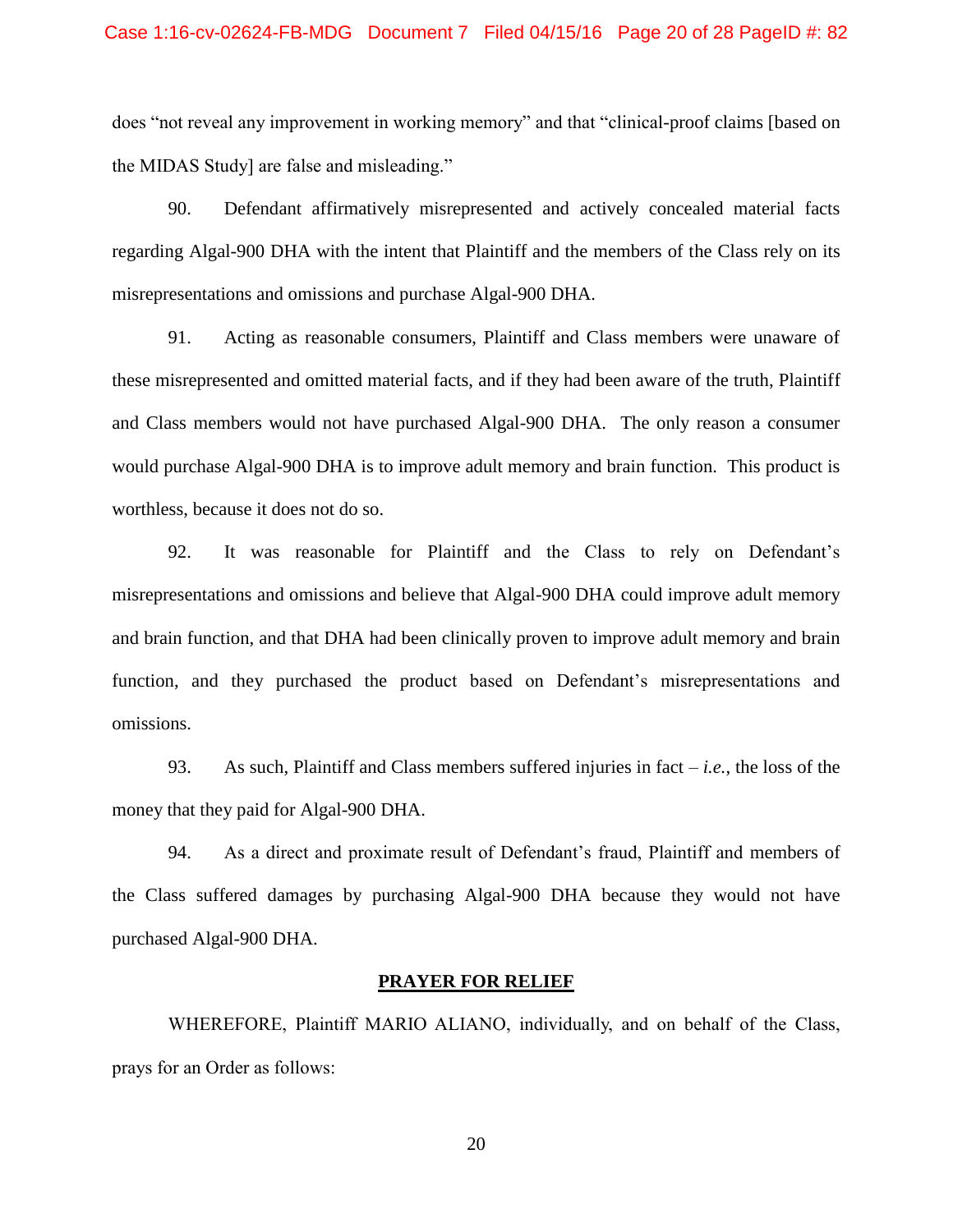does "not reveal any improvement in working memory" and that "clinical-proof claims [based on the MIDAS Study] are false and misleading."

90. Defendant affirmatively misrepresented and actively concealed material facts regarding Algal-900 DHA with the intent that Plaintiff and the members of the Class rely on its misrepresentations and omissions and purchase Algal-900 DHA.

91. Acting as reasonable consumers, Plaintiff and Class members were unaware of these misrepresented and omitted material facts, and if they had been aware of the truth, Plaintiff and Class members would not have purchased Algal-900 DHA. The only reason a consumer would purchase Algal-900 DHA is to improve adult memory and brain function. This product is worthless, because it does not do so.

92. It was reasonable for Plaintiff and the Class to rely on Defendant's misrepresentations and omissions and believe that Algal-900 DHA could improve adult memory and brain function, and that DHA had been clinically proven to improve adult memory and brain function, and they purchased the product based on Defendant's misrepresentations and omissions.

93. As such, Plaintiff and Class members suffered injuries in fact – *i.e.*, the loss of the money that they paid for Algal-900 DHA.

94. As a direct and proximate result of Defendant's fraud, Plaintiff and members of the Class suffered damages by purchasing Algal-900 DHA because they would not have purchased Algal-900 DHA.

## PRAYER FOR RELIEF

WHEREFORE, Plaintiff MARIO ALIANO, individually, and on behalf of the Class, prays for an Order as follows: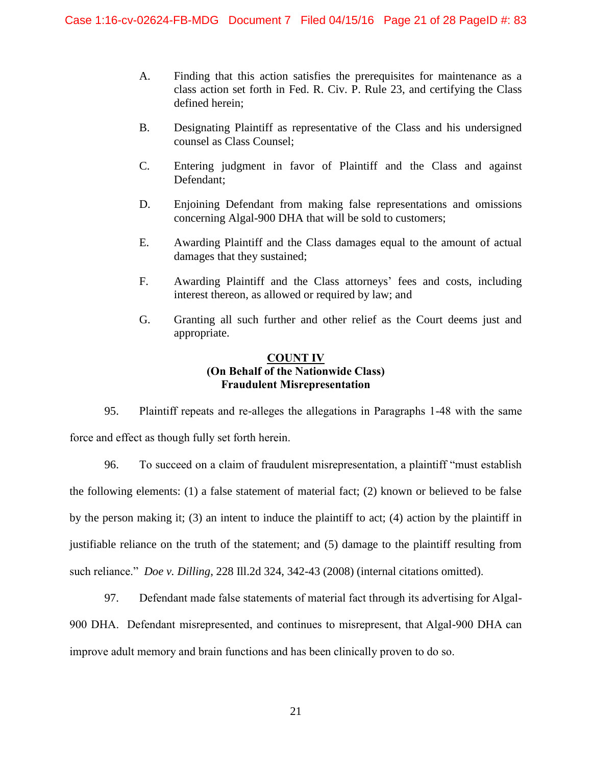A. Finding that this action satisfies the prerequisites for maintenance as a class action set forth in Fed. R. Civ. P. Rule 23, and certifying the Class defined herein;

B. Designating Plaintiff as representative of the Class and his undersigned counsel as Class Counsel;

C. Entering judgment in favor of Plaintiff and the Class and against Defendant;

D. Enjoining Defendant from making false representations and omissions concerning Algal-900 DHA that will be sold to customers;

E. Awarding Plaintiff and the Class damages equal to the amount of actual damages that they sustained;

F. Awarding Plaintiff and the Class attorneys' fees and costs, including interest thereon, as allowed or required by law; and

G. Granting all such further and other relief as the Court deems just and appropriate.

## COUNT IV
### (On Behalf of the Nationwide Class)
### Fraudulent Misrepresentation

95. Plaintiff repeats and re-alleges the allegations in Paragraphs 1-48 with the same force and effect as though fully set forth herein.

96. To succeed on a claim of fraudulent misrepresentation, a plaintiff "must establish the following elements: (1) a false statement of material fact; (2) known or believed to be false by the person making it; (3) an intent to induce the plaintiff to act; (4) action by the plaintiff in justifiable reliance on the truth of the statement; and (5) damage to the plaintiff resulting from such reliance." *Doe v. Dilling*, 228 Ill.2d 324, 342-43 (2008) (internal citations omitted).

97. Defendant made false statements of material fact through its advertising for Algal-900 DHA. Defendant misrepresented, and continues to misrepresent, that Algal-900 DHA can improve adult memory and brain functions and has been clinically proven to do so.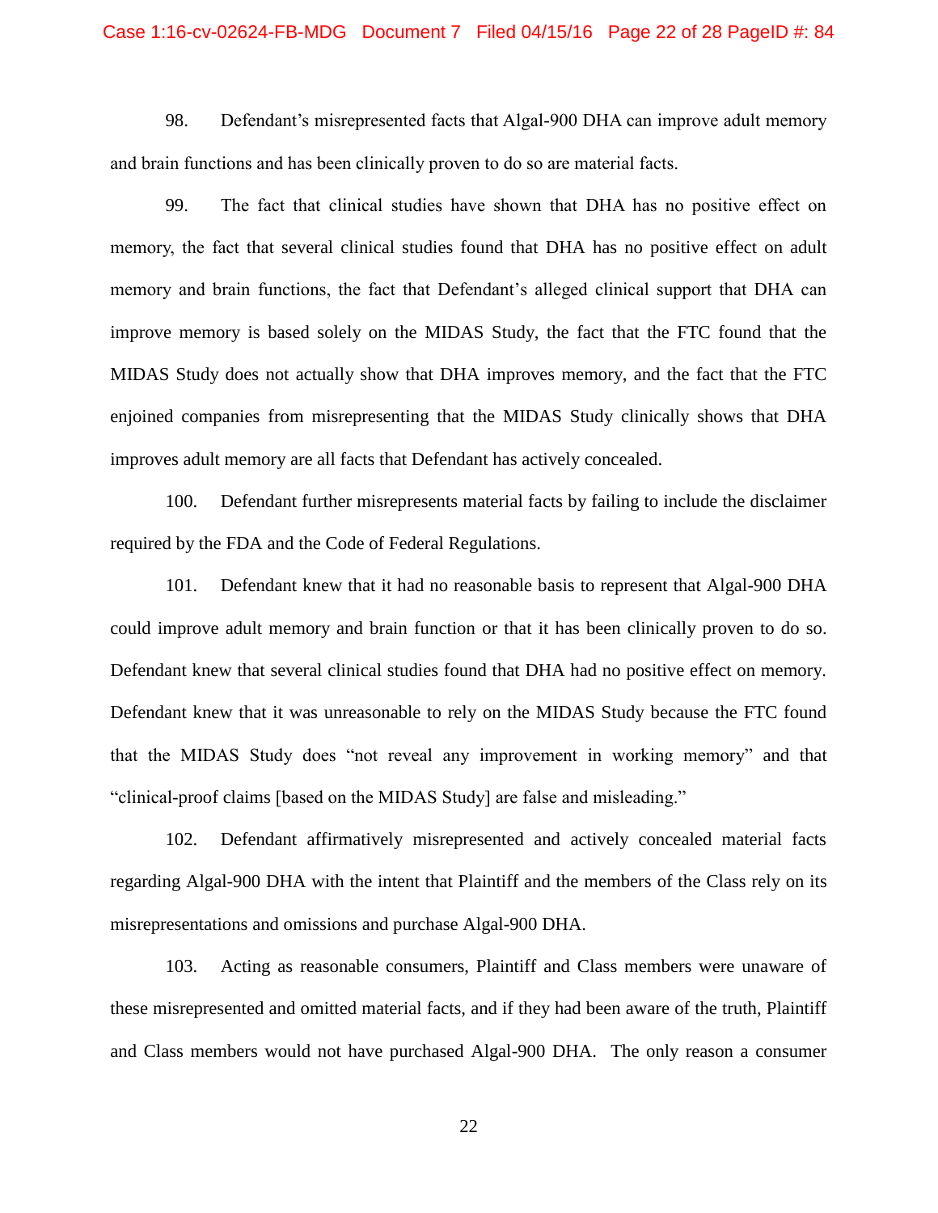98. Defendant's misrepresented facts that Algal-900 DHA can improve adult memory and brain functions and has been clinically proven to do so are material facts.

99. The fact that clinical studies have shown that DHA has no positive effect on memory, the fact that several clinical studies found that DHA has no positive effect on adult memory and brain functions, the fact that Defendant's alleged clinical support that DHA can improve memory is based solely on the MIDAS Study, the fact that the FTC found that the MIDAS Study does not actually show that DHA improves memory, and the fact that the FTC enjoined companies from misrepresenting that the MIDAS Study clinically shows that DHA improves adult memory are all facts that Defendant has actively concealed.

100. Defendant further misrepresents material facts by failing to include the disclaimer required by the FDA and the Code of Federal Regulations.

101. Defendant knew that it had no reasonable basis to represent that Algal-900 DHA could improve adult memory and brain function or that it has been clinically proven to do so. Defendant knew that several clinical studies found that DHA had no positive effect on memory. Defendant knew that it was unreasonable to rely on the MIDAS Study because the FTC found that the MIDAS Study does "not reveal any improvement in working memory" and that "clinical-proof claims [based on the MIDAS Study] are false and misleading."

102. Defendant affirmatively misrepresented and actively concealed material facts regarding Algal-900 DHA with the intent that Plaintiff and the members of the Class rely on its misrepresentations and omissions and purchase Algal-900 DHA.

103. Acting as reasonable consumers, Plaintiff and Class members were unaware of these misrepresented and omitted material facts, and if they had been aware of the truth, Plaintiff and Class members would not have purchased Algal-900 DHA. The only reason a consumer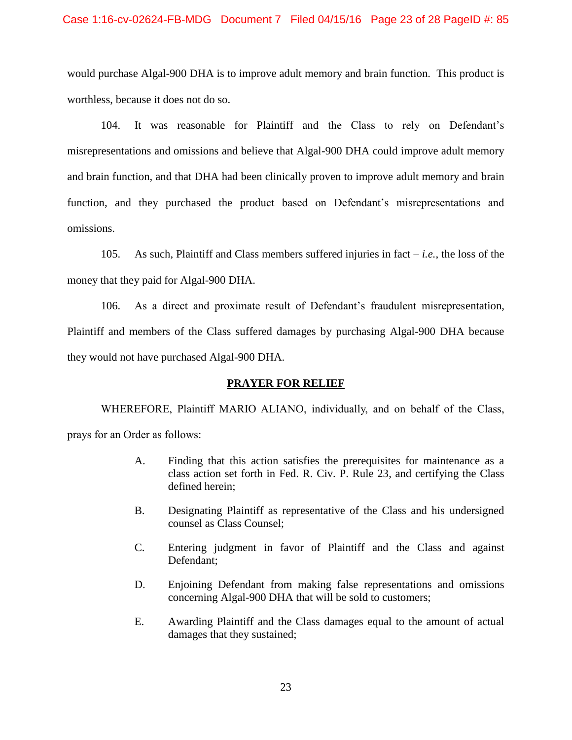would purchase Algal-900 DHA is to improve adult memory and brain function. This product is worthless, because it does not do so.

104. It was reasonable for Plaintiff and the Class to rely on Defendant's misrepresentations and omissions and believe that Algal-900 DHA could improve adult memory and brain function, and that DHA had been clinically proven to improve adult memory and brain function, and they purchased the product based on Defendant's misrepresentations and omissions.

105. As such, Plaintiff and Class members suffered injuries in fact – *i.e.*, the loss of the money that they paid for Algal-900 DHA.

106. As a direct and proximate result of Defendant's fraudulent misrepresentation, Plaintiff and members of the Class suffered damages by purchasing Algal-900 DHA because they would not have purchased Algal-900 DHA.

## PRAYER FOR RELIEF

WHEREFORE, Plaintiff MARIO ALIANO, individually, and on behalf of the Class, prays for an Order as follows:

A. Finding that this action satisfies the prerequisites for maintenance as a class action set forth in Fed. R. Civ. P. Rule 23, and certifying the Class defined herein;

B. Designating Plaintiff as representative of the Class and his undersigned counsel as Class Counsel;

C. Entering judgment in favor of Plaintiff and the Class and against Defendant;

D. Enjoining Defendant from making false representations and omissions concerning Algal-900 DHA that will be sold to customers;

E. Awarding Plaintiff and the Class damages equal to the amount of actual damages that they sustained;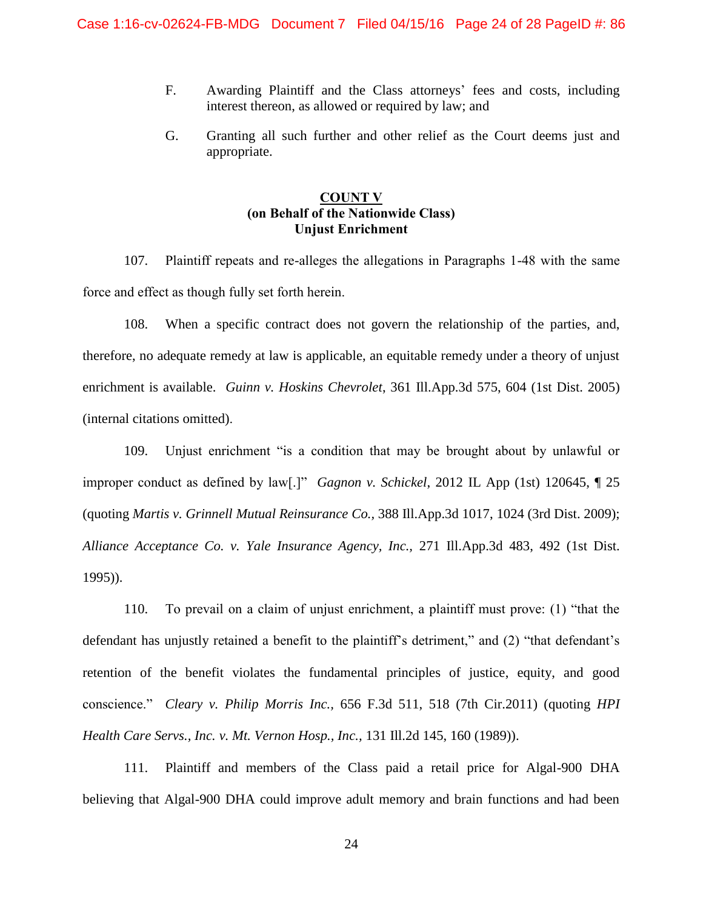F. Awarding Plaintiff and the Class attorneys' fees and costs, including interest thereon, as allowed or required by law; and

G. Granting all such further and other relief as the Court deems just and appropriate.

**COUNT V**
**(on Behalf of the Nationwide Class)**
**Unjust Enrichment**

107. Plaintiff repeats and re-alleges the allegations in Paragraphs 1-48 with the same force and effect as though fully set forth herein.

108. When a specific contract does not govern the relationship of the parties, and, therefore, no adequate remedy at law is applicable, an equitable remedy under a theory of unjust enrichment is available. *Guinn v. Hoskins Chevrolet*, 361 Ill.App.3d 575, 604 (1st Dist. 2005) (internal citations omitted).

109. Unjust enrichment "is a condition that may be brought about by unlawful or improper conduct as defined by law[.]" *Gagnon v. Schickel*, 2012 IL App (1st) 120645, ¶ 25 (quoting *Martis v. Grinnell Mutual Reinsurance Co.*, 388 Ill.App.3d 1017, 1024 (3rd Dist. 2009); *Alliance Acceptance Co. v. Yale Insurance Agency, Inc.*, 271 Ill.App.3d 483, 492 (1st Dist. 1995)).

110. To prevail on a claim of unjust enrichment, a plaintiff must prove: (1) "that the defendant has unjustly retained a benefit to the plaintiff's detriment," and (2) "that defendant's retention of the benefit violates the fundamental principles of justice, equity, and good conscience." *Cleary v. Philip Morris Inc.*, 656 F.3d 511, 518 (7th Cir.2011) (quoting *HPI Health Care Servs., Inc. v. Mt. Vernon Hosp., Inc.*, 131 Ill.2d 145, 160 (1989)).

111. Plaintiff and members of the Class paid a retail price for Algal-900 DHA believing that Algal-900 DHA could improve adult memory and brain functions and had been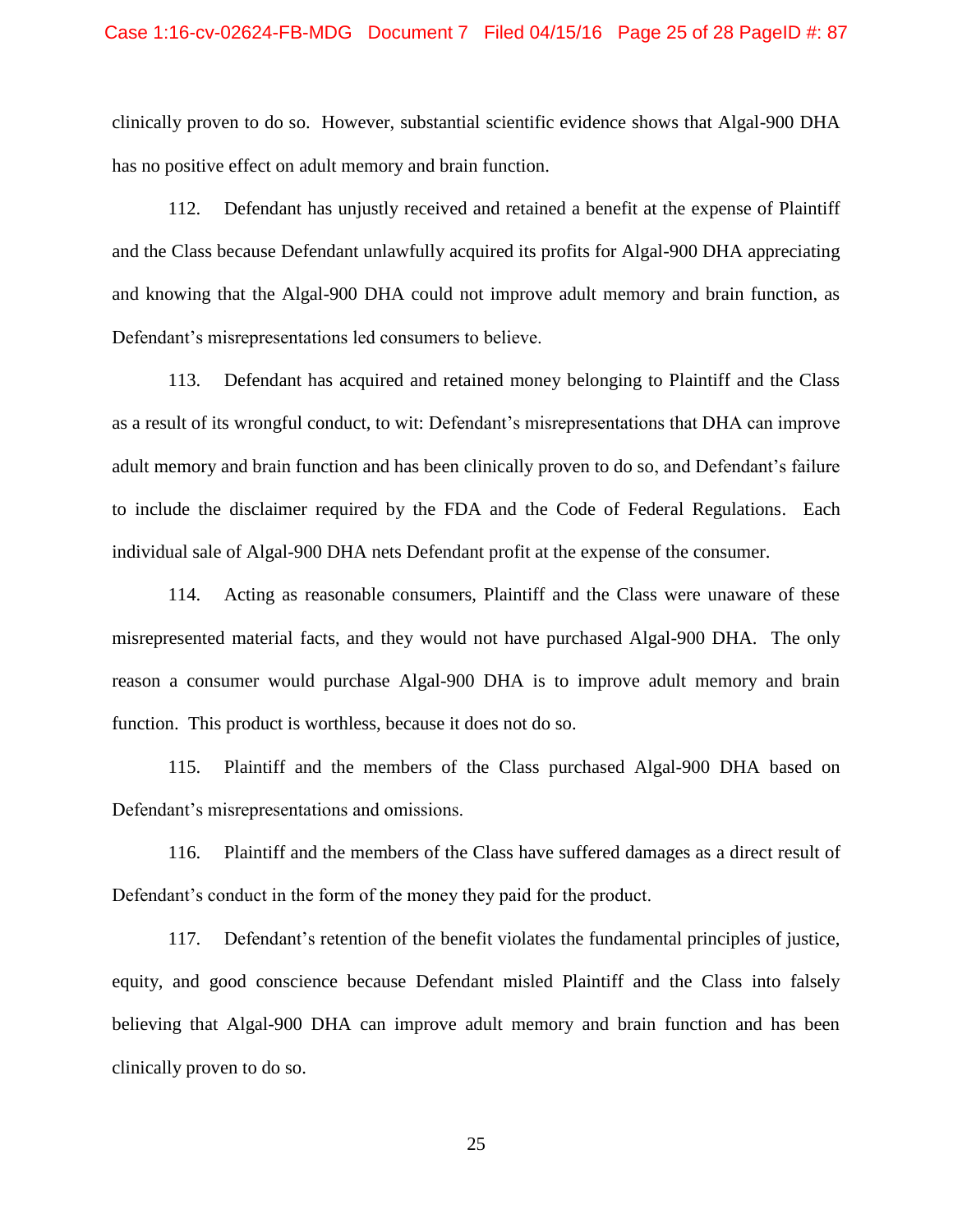clinically proven to do so. However, substantial scientific evidence shows that Algal-900 DHA has no positive effect on adult memory and brain function.

112. Defendant has unjustly received and retained a benefit at the expense of Plaintiff and the Class because Defendant unlawfully acquired its profits for Algal-900 DHA appreciating and knowing that the Algal-900 DHA could not improve adult memory and brain function, as Defendant's misrepresentations led consumers to believe.

113. Defendant has acquired and retained money belonging to Plaintiff and the Class as a result of its wrongful conduct, to wit: Defendant's misrepresentations that DHA can improve adult memory and brain function and has been clinically proven to do so, and Defendant's failure to include the disclaimer required by the FDA and the Code of Federal Regulations. Each individual sale of Algal-900 DHA nets Defendant profit at the expense of the consumer.

114. Acting as reasonable consumers, Plaintiff and the Class were unaware of these misrepresented material facts, and they would not have purchased Algal-900 DHA. The only reason a consumer would purchase Algal-900 DHA is to improve adult memory and brain function. This product is worthless, because it does not do so.

115. Plaintiff and the members of the Class purchased Algal-900 DHA based on Defendant's misrepresentations and omissions.

116. Plaintiff and the members of the Class have suffered damages as a direct result of Defendant's conduct in the form of the money they paid for the product.

117. Defendant's retention of the benefit violates the fundamental principles of justice, equity, and good conscience because Defendant misled Plaintiff and the Class into falsely believing that Algal-900 DHA can improve adult memory and brain function and has been clinically proven to do so.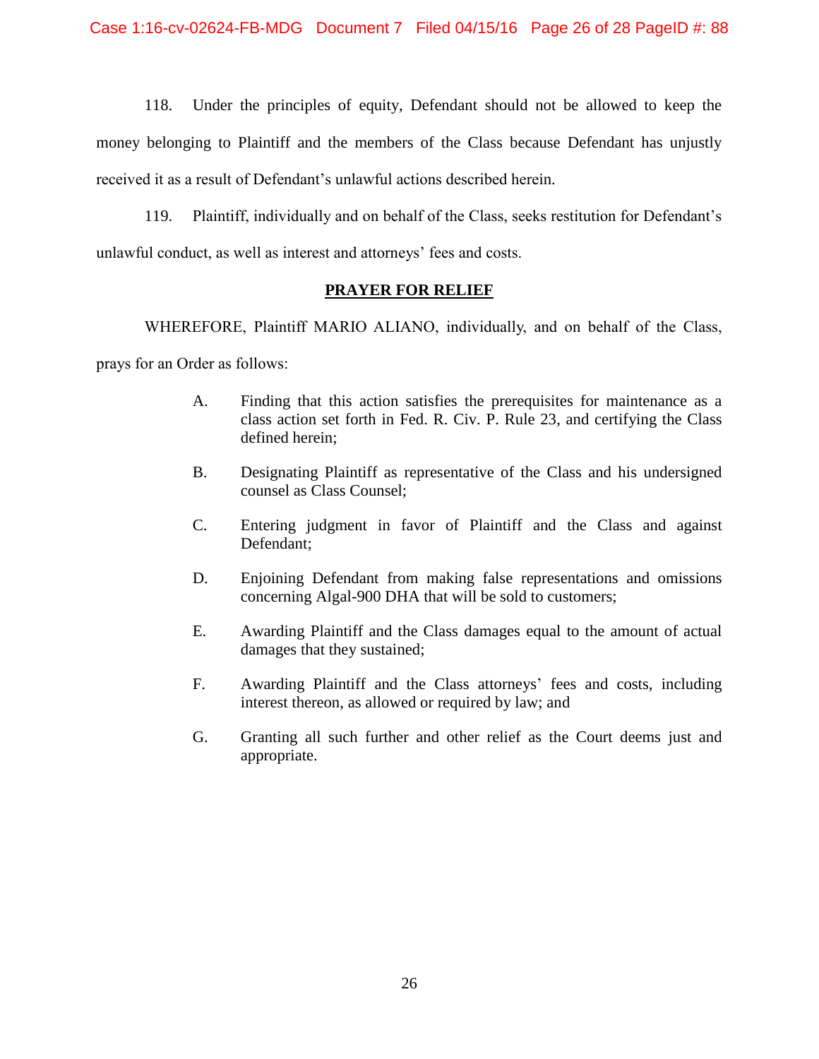118. Under the principles of equity, Defendant should not be allowed to keep the money belonging to Plaintiff and the members of the Class because Defendant has unjustly received it as a result of Defendant's unlawful actions described herein.

119. Plaintiff, individually and on behalf of the Class, seeks restitution for Defendant's unlawful conduct, as well as interest and attorneys' fees and costs.

## PRAYER FOR RELIEF

WHEREFORE, Plaintiff MARIO ALIANO, individually, and on behalf of the Class, prays for an Order as follows:

A. Finding that this action satisfies the prerequisites for maintenance as a class action set forth in Fed. R. Civ. P. Rule 23, and certifying the Class defined herein;

B. Designating Plaintiff as representative of the Class and his undersigned counsel as Class Counsel;

C. Entering judgment in favor of Plaintiff and the Class and against Defendant;

D. Enjoining Defendant from making false representations and omissions concerning Algal-900 DHA that will be sold to customers;

E. Awarding Plaintiff and the Class damages equal to the amount of actual damages that they sustained;

F. Awarding Plaintiff and the Class attorneys' fees and costs, including interest thereon, as allowed or required by law; and

G. Granting all such further and other relief as the Court deems just and appropriate.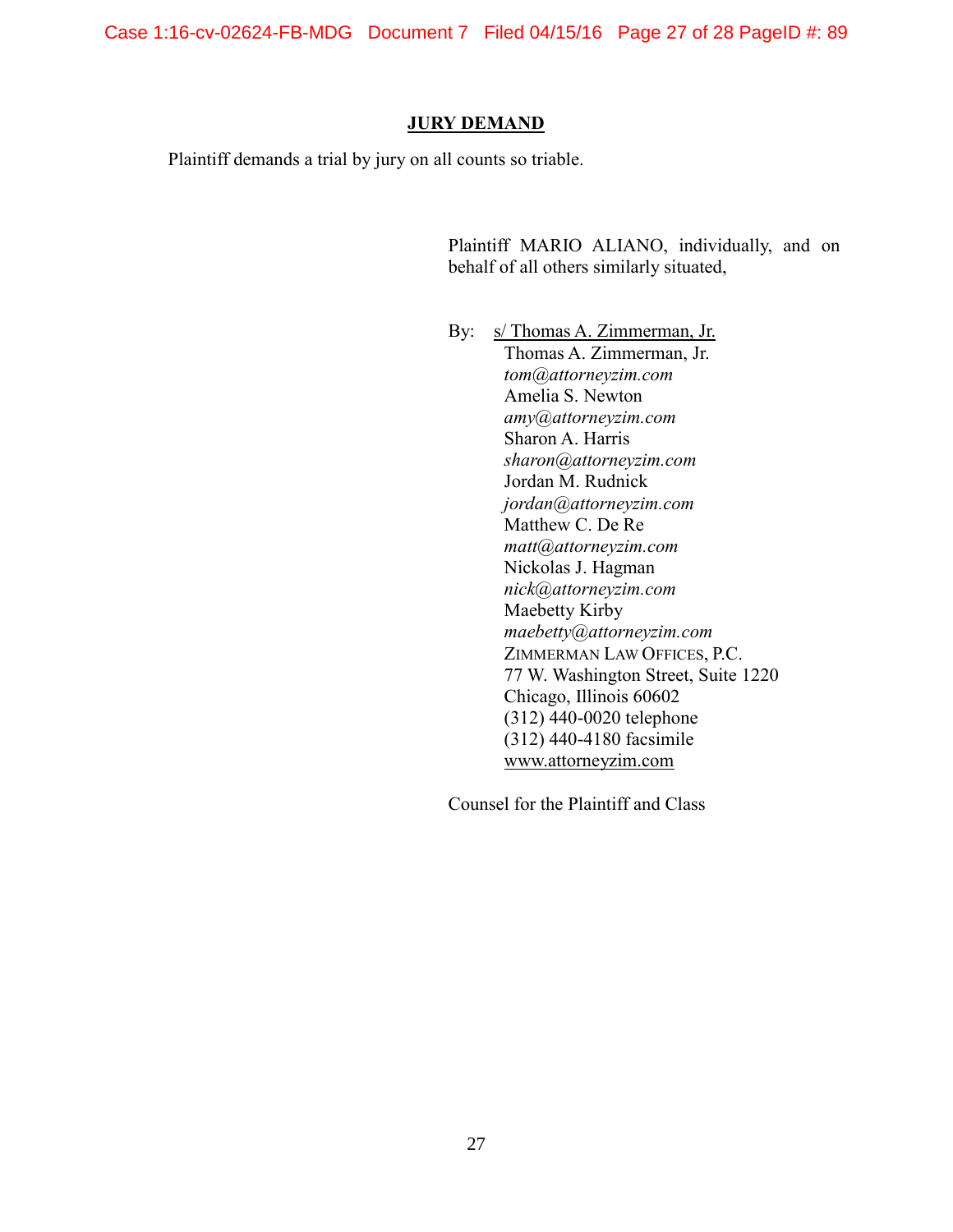## JURY DEMAND

Plaintiff demands a trial by jury on all counts so triable.

Plaintiff MARIO ALIANO, individually, and on behalf of all others similarly situated,

By: s/ Thomas A. Zimmerman, Jr.
Thomas A. Zimmerman, Jr.
*tom@attorneyzim.com*
Amelia S. Newton
*amy@attorneyzim.com*
Sharon A. Harris
*sharon@attorneyzim.com*
Jordan M. Rudnick
*jordan@attorneyzim.com*
Matthew C. De Re
*matt@attorneyzim.com*
Nickolas J. Hagman
*nick@attorneyzim.com*
Maebetty Kirby
*maebetty@attorneyzim.com*
ZIMMERMAN LAW OFFICES, P.C.
77 W. Washington Street, Suite 1220
Chicago, Illinois 60602
(312) 440-0020 telephone
(312) 440-4180 facsimile
www.attorneyzim.com

Counsel for the Plaintiff and Class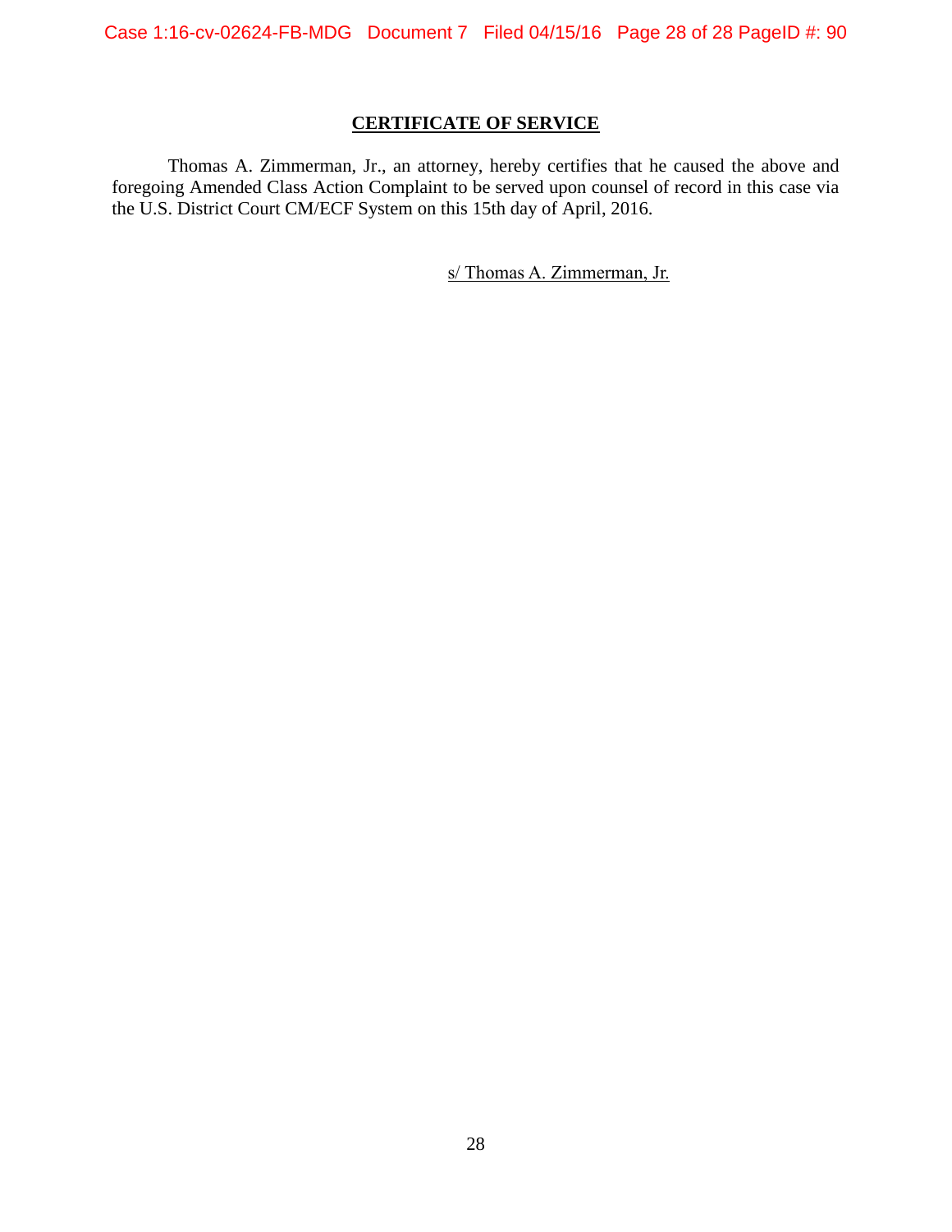## CERTIFICATE OF SERVICE

Thomas A. Zimmerman, Jr., an attorney, hereby certifies that he caused the above and foregoing Amended Class Action Complaint to be served upon counsel of record in this case via the U.S. District Court CM/ECF System on this 15th day of April, 2016.

s/ Thomas A. Zimmerman, Jr.